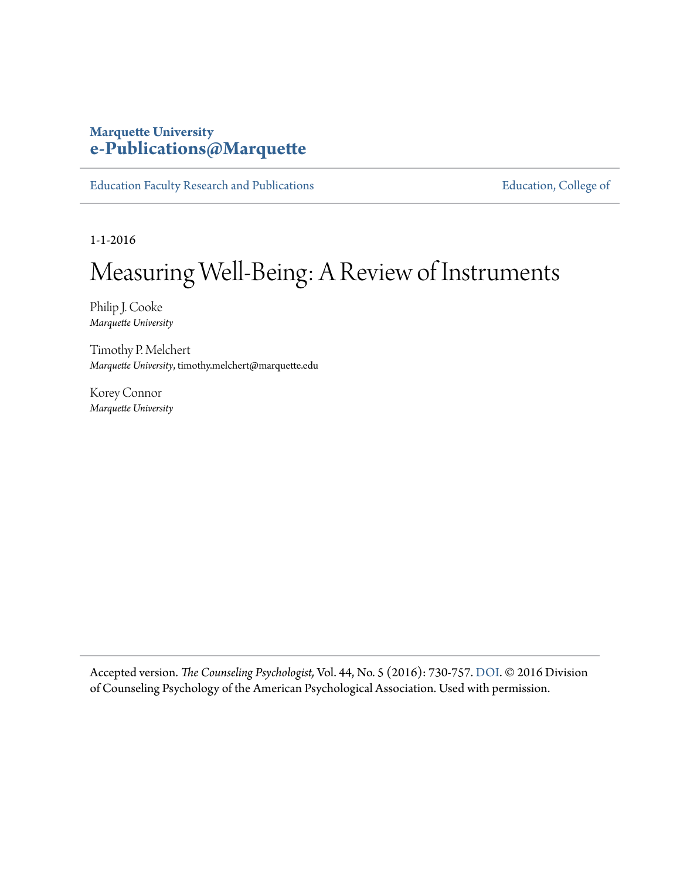**Marquette University**
**e-Publications@Marquette**

Education Faculty Research and Publications | Education, College of

1-1-2016

# Measuring Well-Being: A Review of Instruments

Philip J. Cooke
*Marquette University*

Timothy P. Melchert
*Marquette University*, timothy.melchert@marquette.edu

Korey Connor
*Marquette University*

Accepted version. *The Counseling Psychologist*, Vol. 44, No. 5 (2016): 730-757. DOI. © 2016 Division of Counseling Psychology of the American Psychological Association. Used with permission.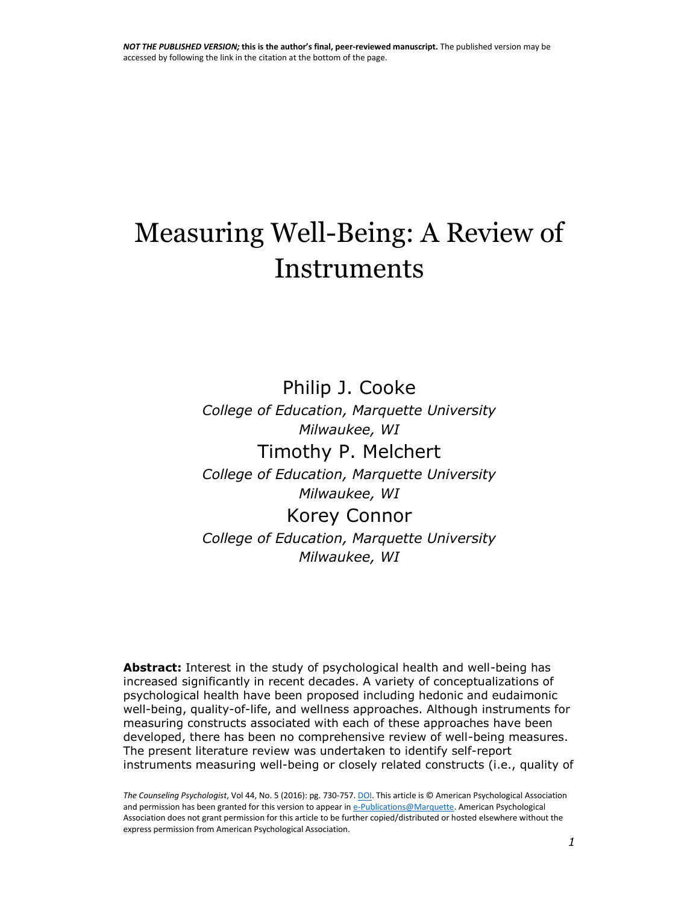**NOT THE PUBLISHED VERSION; this is the author's final, peer-reviewed manuscript.** The published version may be accessed by following the link in the citation at the bottom of the page.

# Measuring Well-Being: A Review of Instruments

Philip J. Cooke
*College of Education, Marquette University*
*Milwaukee, WI*

Timothy P. Melchert
*College of Education, Marquette University*
*Milwaukee, WI*

Korey Connor
*College of Education, Marquette University*
*Milwaukee, WI*

**Abstract:** Interest in the study of psychological health and well-being has increased significantly in recent decades. A variety of conceptualizations of psychological health have been proposed including hedonic and eudaimonic well-being, quality-of-life, and wellness approaches. Although instruments for measuring constructs associated with each of these approaches have been developed, there has been no comprehensive review of well-being measures. The present literature review was undertaken to identify self-report instruments measuring well-being or closely related constructs (i.e., quality of

*The Counseling Psychologist*, Vol 44, No. 5 (2016): pg. 730-757. DOI. This article is © American Psychological Association and permission has been granted for this version to appear in e-Publications@Marquette. American Psychological Association does not grant permission for this article to be further copied/distributed or hosted elsewhere without the express permission from American Psychological Association.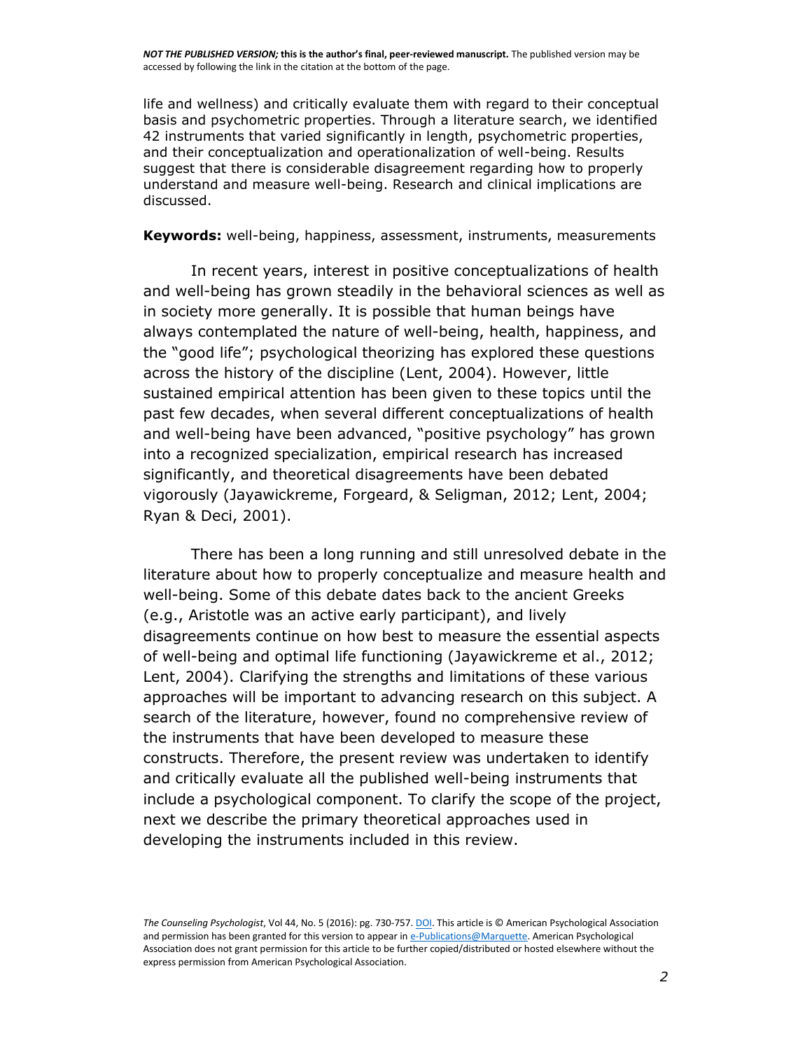life and wellness) and critically evaluate them with regard to their conceptual basis and psychometric properties. Through a literature search, we identified 42 instruments that varied significantly in length, psychometric properties, and their conceptualization and operationalization of well-being. Results suggest that there is considerable disagreement regarding how to properly understand and measure well-being. Research and clinical implications are discussed.

**Keywords:** well-being, happiness, assessment, instruments, measurements

In recent years, interest in positive conceptualizations of health and well-being has grown steadily in the behavioral sciences as well as in society more generally. It is possible that human beings have always contemplated the nature of well-being, health, happiness, and the "good life"; psychological theorizing has explored these questions across the history of the discipline (Lent, 2004). However, little sustained empirical attention has been given to these topics until the past few decades, when several different conceptualizations of health and well-being have been advanced, "positive psychology" has grown into a recognized specialization, empirical research has increased significantly, and theoretical disagreements have been debated vigorously (Jayawickreme, Forgeard, & Seligman, 2012; Lent, 2004; Ryan & Deci, 2001).

There has been a long running and still unresolved debate in the literature about how to properly conceptualize and measure health and well-being. Some of this debate dates back to the ancient Greeks (e.g., Aristotle was an active early participant), and lively disagreements continue on how best to measure the essential aspects of well-being and optimal life functioning (Jayawickreme et al., 2012; Lent, 2004). Clarifying the strengths and limitations of these various approaches will be important to advancing research on this subject. A search of the literature, however, found no comprehensive review of the instruments that have been developed to measure these constructs. Therefore, the present review was undertaken to identify and critically evaluate all the published well-being instruments that include a psychological component. To clarify the scope of the project, next we describe the primary theoretical approaches used in developing the instruments included in this review.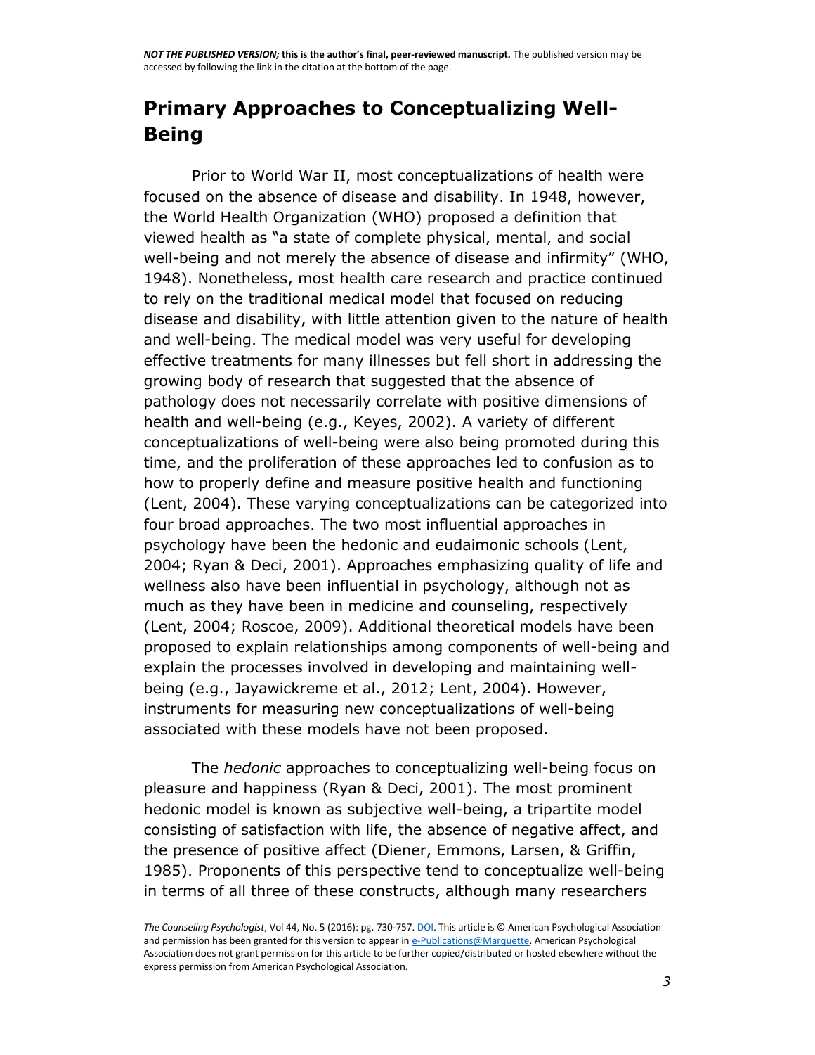## Primary Approaches to Conceptualizing Well-Being

Prior to World War II, most conceptualizations of health were focused on the absence of disease and disability. In 1948, however, the World Health Organization (WHO) proposed a definition that viewed health as "a state of complete physical, mental, and social well-being and not merely the absence of disease and infirmity" (WHO, 1948). Nonetheless, most health care research and practice continued to rely on the traditional medical model that focused on reducing disease and disability, with little attention given to the nature of health and well-being. The medical model was very useful for developing effective treatments for many illnesses but fell short in addressing the growing body of research that suggested that the absence of pathology does not necessarily correlate with positive dimensions of health and well-being (e.g., Keyes, 2002). A variety of different conceptualizations of well-being were also being promoted during this time, and the proliferation of these approaches led to confusion as to how to properly define and measure positive health and functioning (Lent, 2004). These varying conceptualizations can be categorized into four broad approaches. The two most influential approaches in psychology have been the hedonic and eudaimonic schools (Lent, 2004; Ryan & Deci, 2001). Approaches emphasizing quality of life and wellness also have been influential in psychology, although not as much as they have been in medicine and counseling, respectively (Lent, 2004; Roscoe, 2009). Additional theoretical models have been proposed to explain relationships among components of well-being and explain the processes involved in developing and maintaining well-being (e.g., Jayawickreme et al., 2012; Lent, 2004). However, instruments for measuring new conceptualizations of well-being associated with these models have not been proposed.

The *hedonic* approaches to conceptualizing well-being focus on pleasure and happiness (Ryan & Deci, 2001). The most prominent hedonic model is known as subjective well-being, a tripartite model consisting of satisfaction with life, the absence of negative affect, and the presence of positive affect (Diener, Emmons, Larsen, & Griffin, 1985). Proponents of this perspective tend to conceptualize well-being in terms of all three of these constructs, although many researchers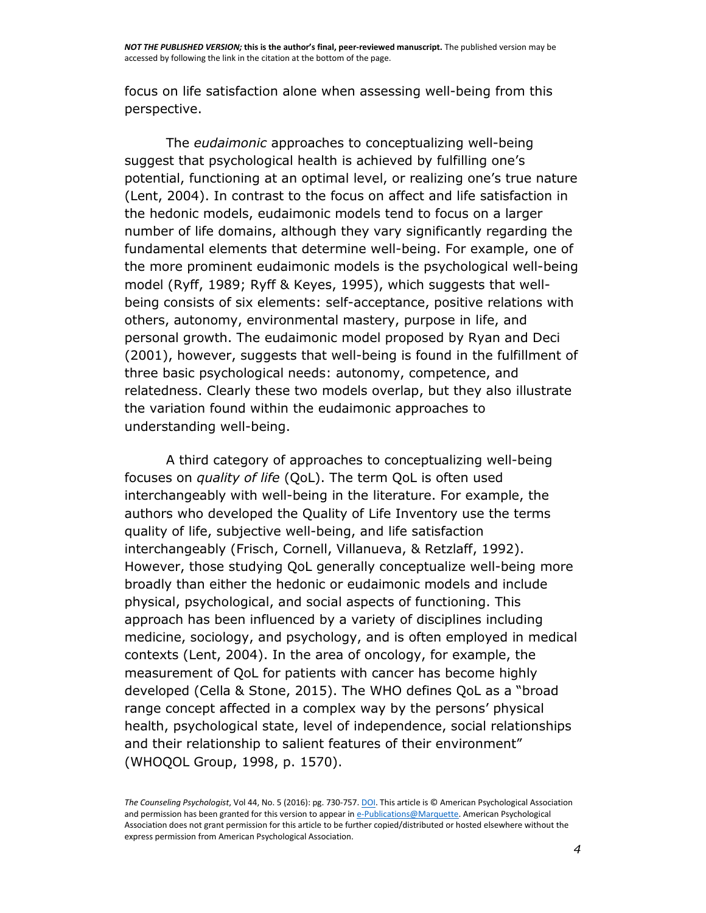focus on life satisfaction alone when assessing well-being from this perspective.

The *eudaimonic* approaches to conceptualizing well-being suggest that psychological health is achieved by fulfilling one's potential, functioning at an optimal level, or realizing one's true nature (Lent, 2004). In contrast to the focus on affect and life satisfaction in the hedonic models, eudaimonic models tend to focus on a larger number of life domains, although they vary significantly regarding the fundamental elements that determine well-being. For example, one of the more prominent eudaimonic models is the psychological well-being model (Ryff, 1989; Ryff & Keyes, 1995), which suggests that well-being consists of six elements: self-acceptance, positive relations with others, autonomy, environmental mastery, purpose in life, and personal growth. The eudaimonic model proposed by Ryan and Deci (2001), however, suggests that well-being is found in the fulfillment of three basic psychological needs: autonomy, competence, and relatedness. Clearly these two models overlap, but they also illustrate the variation found within the eudaimonic approaches to understanding well-being.

A third category of approaches to conceptualizing well-being focuses on *quality of life* (QoL). The term QoL is often used interchangeably with well-being in the literature. For example, the authors who developed the Quality of Life Inventory use the terms quality of life, subjective well-being, and life satisfaction interchangeably (Frisch, Cornell, Villanueva, & Retzlaff, 1992). However, those studying QoL generally conceptualize well-being more broadly than either the hedonic or eudaimonic models and include physical, psychological, and social aspects of functioning. This approach has been influenced by a variety of disciplines including medicine, sociology, and psychology, and is often employed in medical contexts (Lent, 2004). In the area of oncology, for example, the measurement of QoL for patients with cancer has become highly developed (Cella & Stone, 2015). The WHO defines QoL as a "broad range concept affected in a complex way by the persons' physical health, psychological state, level of independence, social relationships and their relationship to salient features of their environment" (WHOQOL Group, 1998, p. 1570).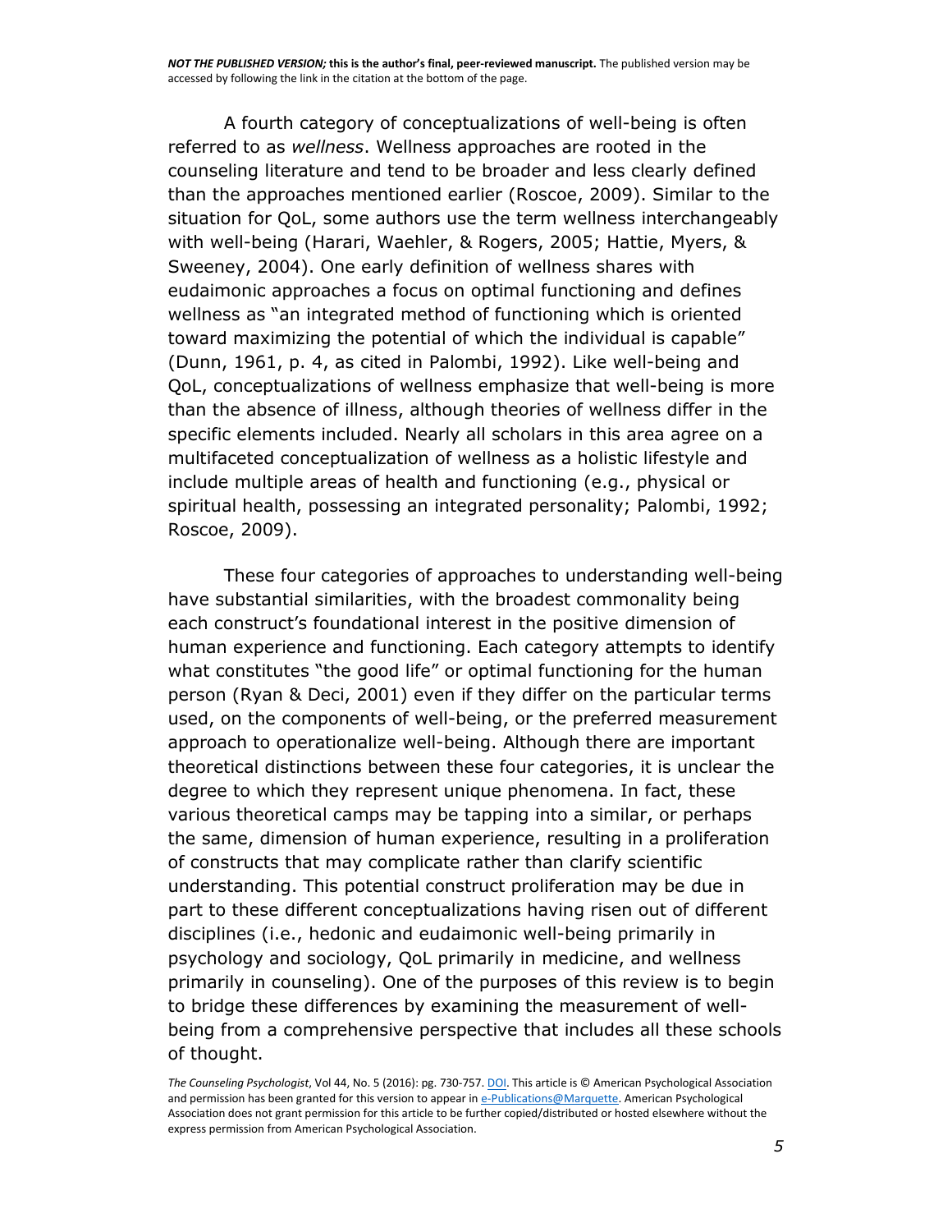A fourth category of conceptualizations of well-being is often referred to as *wellness*. Wellness approaches are rooted in the counseling literature and tend to be broader and less clearly defined than the approaches mentioned earlier (Roscoe, 2009). Similar to the situation for QoL, some authors use the term wellness interchangeably with well-being (Harari, Waehler, & Rogers, 2005; Hattie, Myers, & Sweeney, 2004). One early definition of wellness shares with eudaimonic approaches a focus on optimal functioning and defines wellness as "an integrated method of functioning which is oriented toward maximizing the potential of which the individual is capable" (Dunn, 1961, p. 4, as cited in Palombi, 1992). Like well-being and QoL, conceptualizations of wellness emphasize that well-being is more than the absence of illness, although theories of wellness differ in the specific elements included. Nearly all scholars in this area agree on a multifaceted conceptualization of wellness as a holistic lifestyle and include multiple areas of health and functioning (e.g., physical or spiritual health, possessing an integrated personality; Palombi, 1992; Roscoe, 2009).

These four categories of approaches to understanding well-being have substantial similarities, with the broadest commonality being each construct's foundational interest in the positive dimension of human experience and functioning. Each category attempts to identify what constitutes "the good life" or optimal functioning for the human person (Ryan & Deci, 2001) even if they differ on the particular terms used, on the components of well-being, or the preferred measurement approach to operationalize well-being. Although there are important theoretical distinctions between these four categories, it is unclear the degree to which they represent unique phenomena. In fact, these various theoretical camps may be tapping into a similar, or perhaps the same, dimension of human experience, resulting in a proliferation of constructs that may complicate rather than clarify scientific understanding. This potential construct proliferation may be due in part to these different conceptualizations having risen out of different disciplines (i.e., hedonic and eudaimonic well-being primarily in psychology and sociology, QoL primarily in medicine, and wellness primarily in counseling). One of the purposes of this review is to begin to bridge these differences by examining the measurement of well-being from a comprehensive perspective that includes all these schools of thought.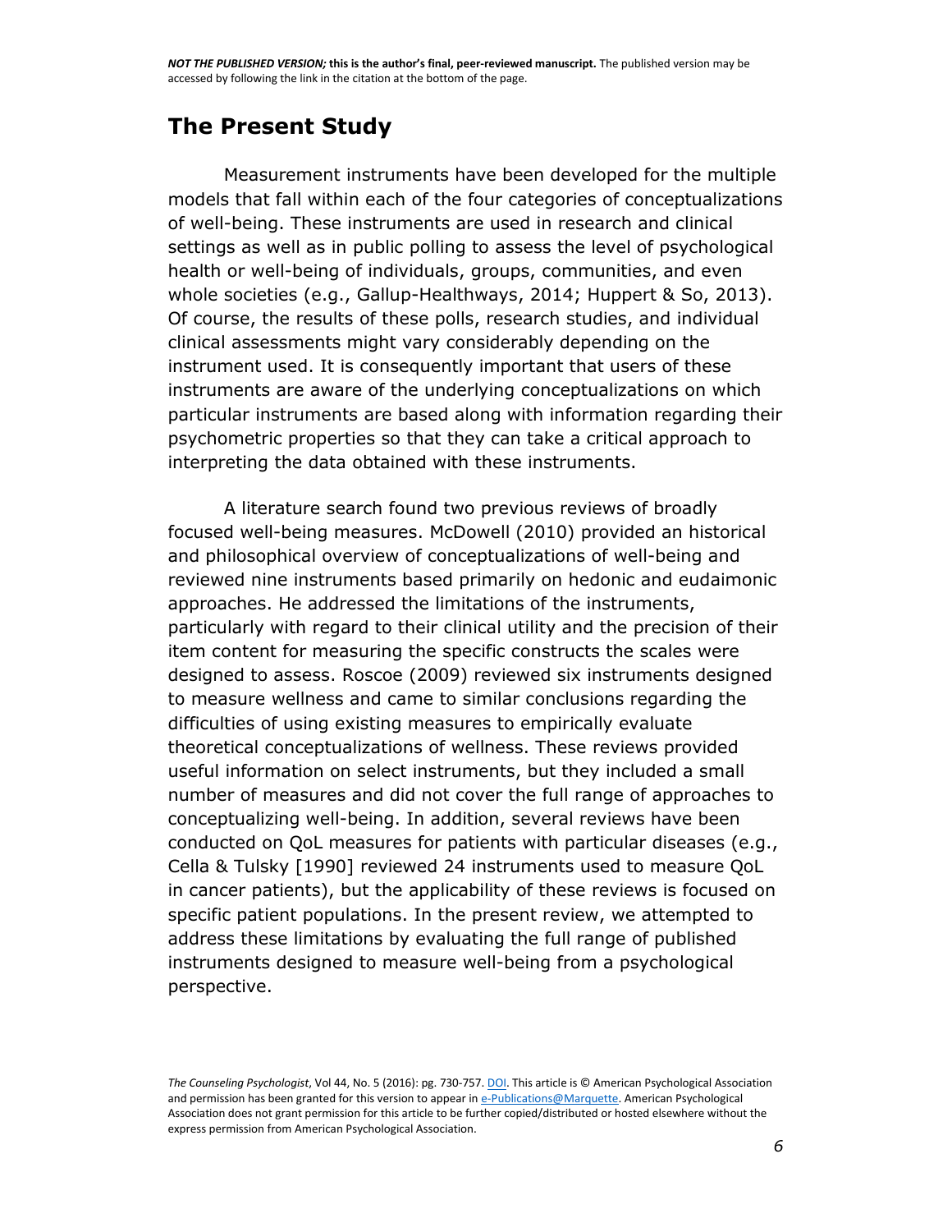## The Present Study

Measurement instruments have been developed for the multiple models that fall within each of the four categories of conceptualizations of well-being. These instruments are used in research and clinical settings as well as in public polling to assess the level of psychological health or well-being of individuals, groups, communities, and even whole societies (e.g., Gallup-Healthways, 2014; Huppert & So, 2013). Of course, the results of these polls, research studies, and individual clinical assessments might vary considerably depending on the instrument used. It is consequently important that users of these instruments are aware of the underlying conceptualizations on which particular instruments are based along with information regarding their psychometric properties so that they can take a critical approach to interpreting the data obtained with these instruments.

A literature search found two previous reviews of broadly focused well-being measures. McDowell (2010) provided an historical and philosophical overview of conceptualizations of well-being and reviewed nine instruments based primarily on hedonic and eudaimonic approaches. He addressed the limitations of the instruments, particularly with regard to their clinical utility and the precision of their item content for measuring the specific constructs the scales were designed to assess. Roscoe (2009) reviewed six instruments designed to measure wellness and came to similar conclusions regarding the difficulties of using existing measures to empirically evaluate theoretical conceptualizations of wellness. These reviews provided useful information on select instruments, but they included a small number of measures and did not cover the full range of approaches to conceptualizing well-being. In addition, several reviews have been conducted on QoL measures for patients with particular diseases (e.g., Cella & Tulsky [1990] reviewed 24 instruments used to measure QoL in cancer patients), but the applicability of these reviews is focused on specific patient populations. In the present review, we attempted to address these limitations by evaluating the full range of published instruments designed to measure well-being from a psychological perspective.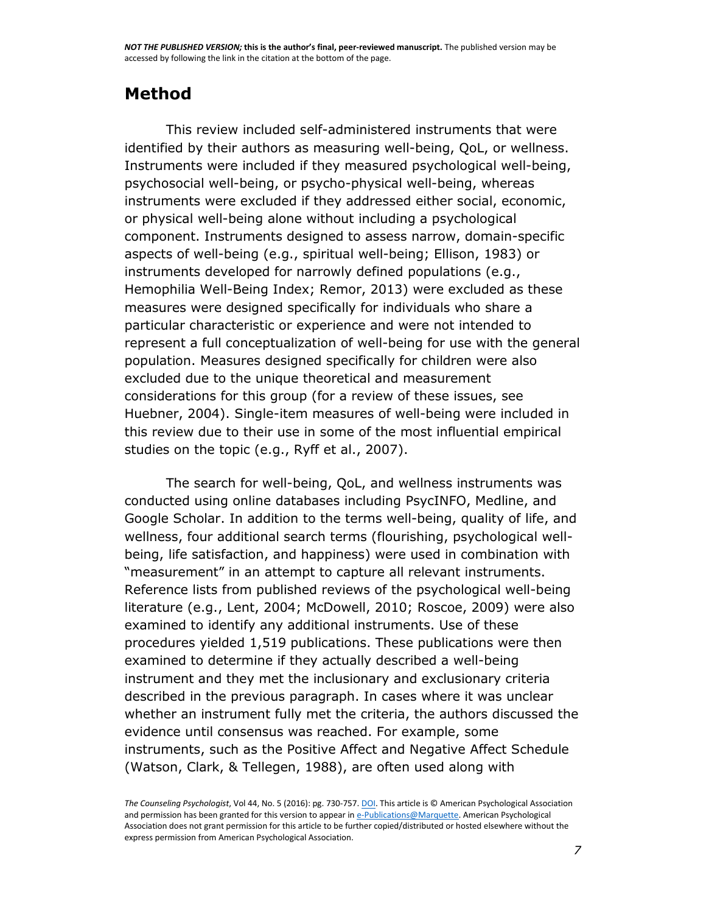# Method

This review included self-administered instruments that were identified by their authors as measuring well-being, QoL, or wellness. Instruments were included if they measured psychological well-being, psychosocial well-being, or psycho-physical well-being, whereas instruments were excluded if they addressed either social, economic, or physical well-being alone without including a psychological component. Instruments designed to assess narrow, domain-specific aspects of well-being (e.g., spiritual well-being; Ellison, 1983) or instruments developed for narrowly defined populations (e.g., Hemophilia Well-Being Index; Remor, 2013) were excluded as these measures were designed specifically for individuals who share a particular characteristic or experience and were not intended to represent a full conceptualization of well-being for use with the general population. Measures designed specifically for children were also excluded due to the unique theoretical and measurement considerations for this group (for a review of these issues, see Huebner, 2004). Single-item measures of well-being were included in this review due to their use in some of the most influential empirical studies on the topic (e.g., Ryff et al., 2007).

The search for well-being, QoL, and wellness instruments was conducted using online databases including PsycINFO, Medline, and Google Scholar. In addition to the terms well-being, quality of life, and wellness, four additional search terms (flourishing, psychological well-being, life satisfaction, and happiness) were used in combination with "measurement" in an attempt to capture all relevant instruments. Reference lists from published reviews of the psychological well-being literature (e.g., Lent, 2004; McDowell, 2010; Roscoe, 2009) were also examined to identify any additional instruments. Use of these procedures yielded 1,519 publications. These publications were then examined to determine if they actually described a well-being instrument and they met the inclusionary and exclusionary criteria described in the previous paragraph. In cases where it was unclear whether an instrument fully met the criteria, the authors discussed the evidence until consensus was reached. For example, some instruments, such as the Positive Affect and Negative Affect Schedule (Watson, Clark, & Tellegen, 1988), are often used along with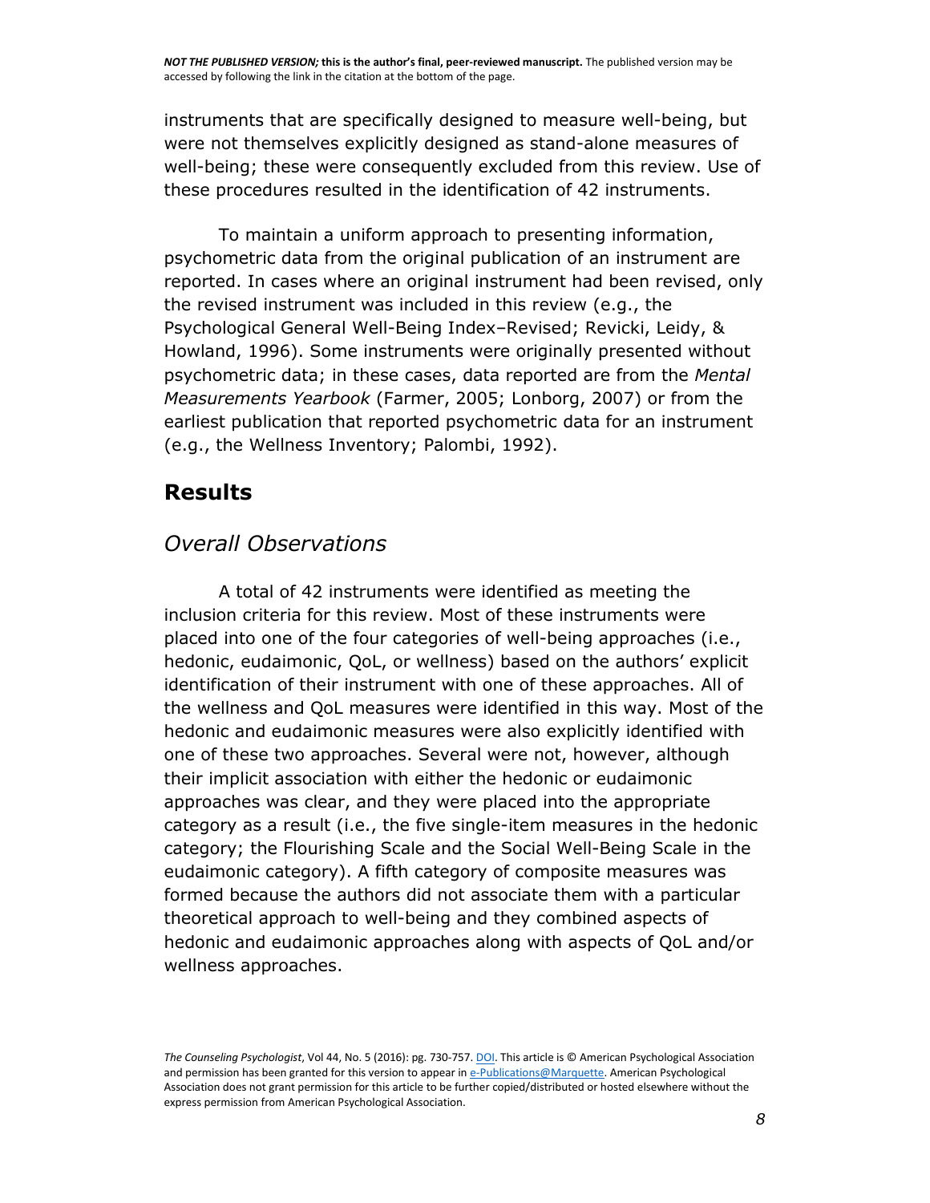instruments that are specifically designed to measure well-being, but were not themselves explicitly designed as stand-alone measures of well-being; these were consequently excluded from this review. Use of these procedures resulted in the identification of 42 instruments.

To maintain a uniform approach to presenting information, psychometric data from the original publication of an instrument are reported. In cases where an original instrument had been revised, only the revised instrument was included in this review (e.g., the Psychological General Well-Being Index–Revised; Revicki, Leidy, & Howland, 1996). Some instruments were originally presented without psychometric data; in these cases, data reported are from the *Mental Measurements Yearbook* (Farmer, 2005; Lonborg, 2007) or from the earliest publication that reported psychometric data for an instrument (e.g., the Wellness Inventory; Palombi, 1992).

## Results

### *Overall Observations*

A total of 42 instruments were identified as meeting the inclusion criteria for this review. Most of these instruments were placed into one of the four categories of well-being approaches (i.e., hedonic, eudaimonic, QoL, or wellness) based on the authors' explicit identification of their instrument with one of these approaches. All of the wellness and QoL measures were identified in this way. Most of the hedonic and eudaimonic measures were also explicitly identified with one of these two approaches. Several were not, however, although their implicit association with either the hedonic or eudaimonic approaches was clear, and they were placed into the appropriate category as a result (i.e., the five single-item measures in the hedonic category; the Flourishing Scale and the Social Well-Being Scale in the eudaimonic category). A fifth category of composite measures was formed because the authors did not associate them with a particular theoretical approach to well-being and they combined aspects of hedonic and eudaimonic approaches along with aspects of QoL and/or wellness approaches.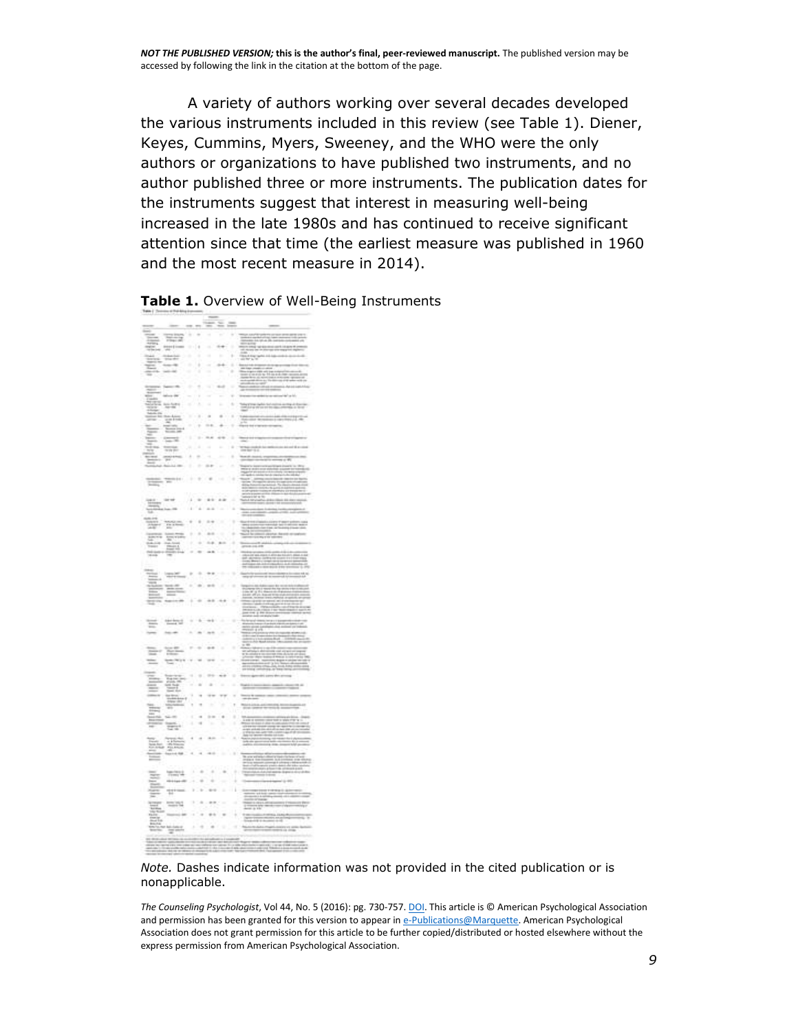A variety of authors working over several decades developed the various instruments included in this review (see Table 1). Diener, Keyes, Cummins, Myers, Sweeney, and the WHO were the only authors or organizations to have published two instruments, and no author published three or more instruments. The publication dates for the instruments suggest that interest in measuring well-being increased in the late 1980s and has continued to receive significant attention since that time (the earliest measure was published in 1960 and the most recent measure in 2014).

**Table 1.** Overview of Well-Being Instruments

*Note.* Dashes indicate information was not provided in the cited publication or is nonapplicable.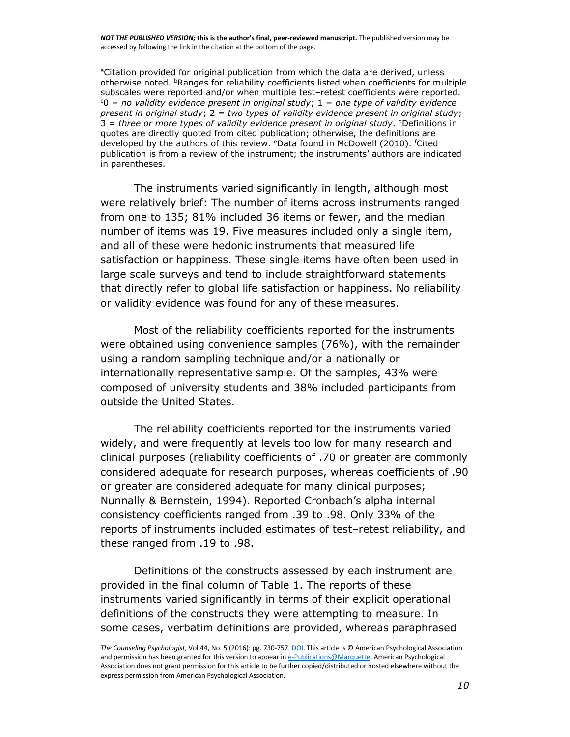[a]Citation provided for original publication from which the data are derived, unless otherwise noted. [b]Ranges for reliability coefficients listed when coefficients for multiple subscales were reported and/or when multiple test–retest coefficients were reported. [c]0 = *no validity evidence present in original study*; 1 = *one type of validity evidence present in original study*; 2 = *two types of validity evidence present in original study*; 3 = *three or more types of validity evidence present in original study*. [d]Definitions in quotes are directly quoted from cited publication; otherwise, the definitions are developed by the authors of this review. [e]Data found in McDowell (2010). [f]Cited publication is from a review of the instrument; the instruments' authors are indicated in parentheses.

The instruments varied significantly in length, although most were relatively brief: The number of items across instruments ranged from one to 135; 81% included 36 items or fewer, and the median number of items was 19. Five measures included only a single item, and all of these were hedonic instruments that measured life satisfaction or happiness. These single items have often been used in large scale surveys and tend to include straightforward statements that directly refer to global life satisfaction or happiness. No reliability or validity evidence was found for any of these measures.

Most of the reliability coefficients reported for the instruments were obtained using convenience samples (76%), with the remainder using a random sampling technique and/or a nationally or internationally representative sample. Of the samples, 43% were composed of university students and 38% included participants from outside the United States.

The reliability coefficients reported for the instruments varied widely, and were frequently at levels too low for many research and clinical purposes (reliability coefficients of .70 or greater are commonly considered adequate for research purposes, whereas coefficients of .90 or greater are considered adequate for many clinical purposes; Nunnally & Bernstein, 1994). Reported Cronbach's alpha internal consistency coefficients ranged from .39 to .98. Only 33% of the reports of instruments included estimates of test–retest reliability, and these ranged from .19 to .98.

Definitions of the constructs assessed by each instrument are provided in the final column of Table 1. The reports of these instruments varied significantly in terms of their explicit operational definitions of the constructs they were attempting to measure. In some cases, verbatim definitions are provided, whereas paraphrased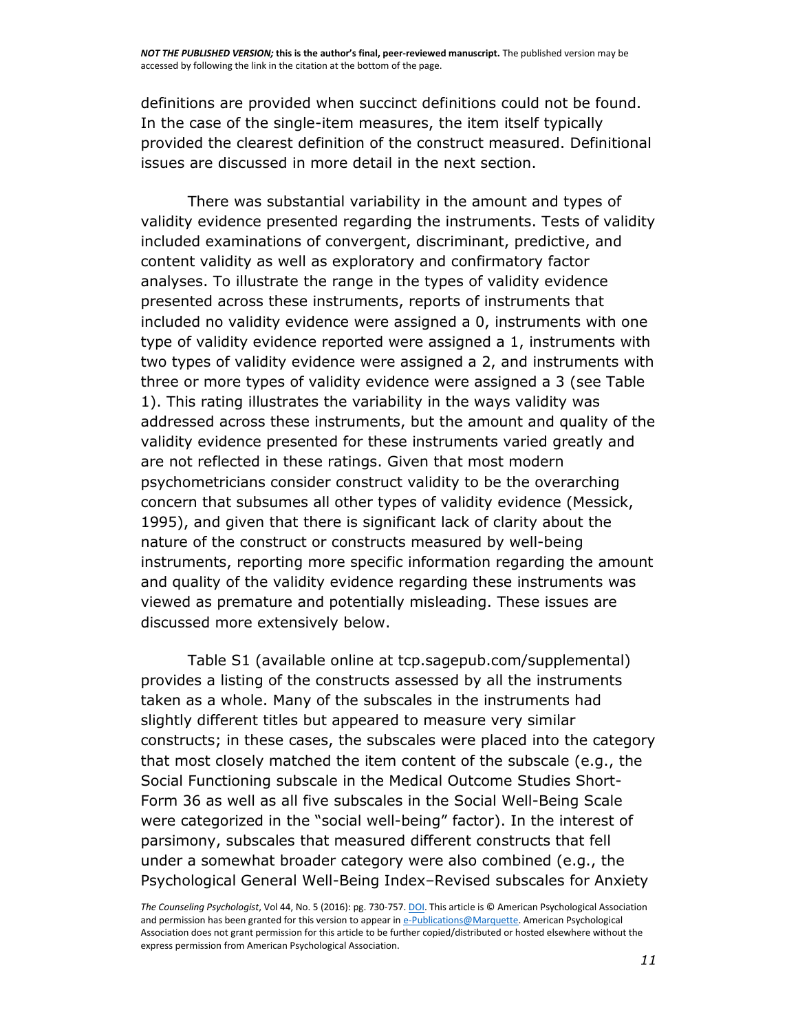definitions are provided when succinct definitions could not be found. In the case of the single-item measures, the item itself typically provided the clearest definition of the construct measured. Definitional issues are discussed in more detail in the next section.

There was substantial variability in the amount and types of validity evidence presented regarding the instruments. Tests of validity included examinations of convergent, discriminant, predictive, and content validity as well as exploratory and confirmatory factor analyses. To illustrate the range in the types of validity evidence presented across these instruments, reports of instruments that included no validity evidence were assigned a 0, instruments with one type of validity evidence reported were assigned a 1, instruments with two types of validity evidence were assigned a 2, and instruments with three or more types of validity evidence were assigned a 3 (see Table 1). This rating illustrates the variability in the ways validity was addressed across these instruments, but the amount and quality of the validity evidence presented for these instruments varied greatly and are not reflected in these ratings. Given that most modern psychometricians consider construct validity to be the overarching concern that subsumes all other types of validity evidence (Messick, 1995), and given that there is significant lack of clarity about the nature of the construct or constructs measured by well-being instruments, reporting more specific information regarding the amount and quality of the validity evidence regarding these instruments was viewed as premature and potentially misleading. These issues are discussed more extensively below.

Table S1 (available online at tcp.sagepub.com/supplemental) provides a listing of the constructs assessed by all the instruments taken as a whole. Many of the subscales in the instruments had slightly different titles but appeared to measure very similar constructs; in these cases, the subscales were placed into the category that most closely matched the item content of the subscale (e.g., the Social Functioning subscale in the Medical Outcome Studies Short-Form 36 as well as all five subscales in the Social Well-Being Scale were categorized in the "social well-being" factor). In the interest of parsimony, subscales that measured different constructs that fell under a somewhat broader category were also combined (e.g., the Psychological General Well-Being Index–Revised subscales for Anxiety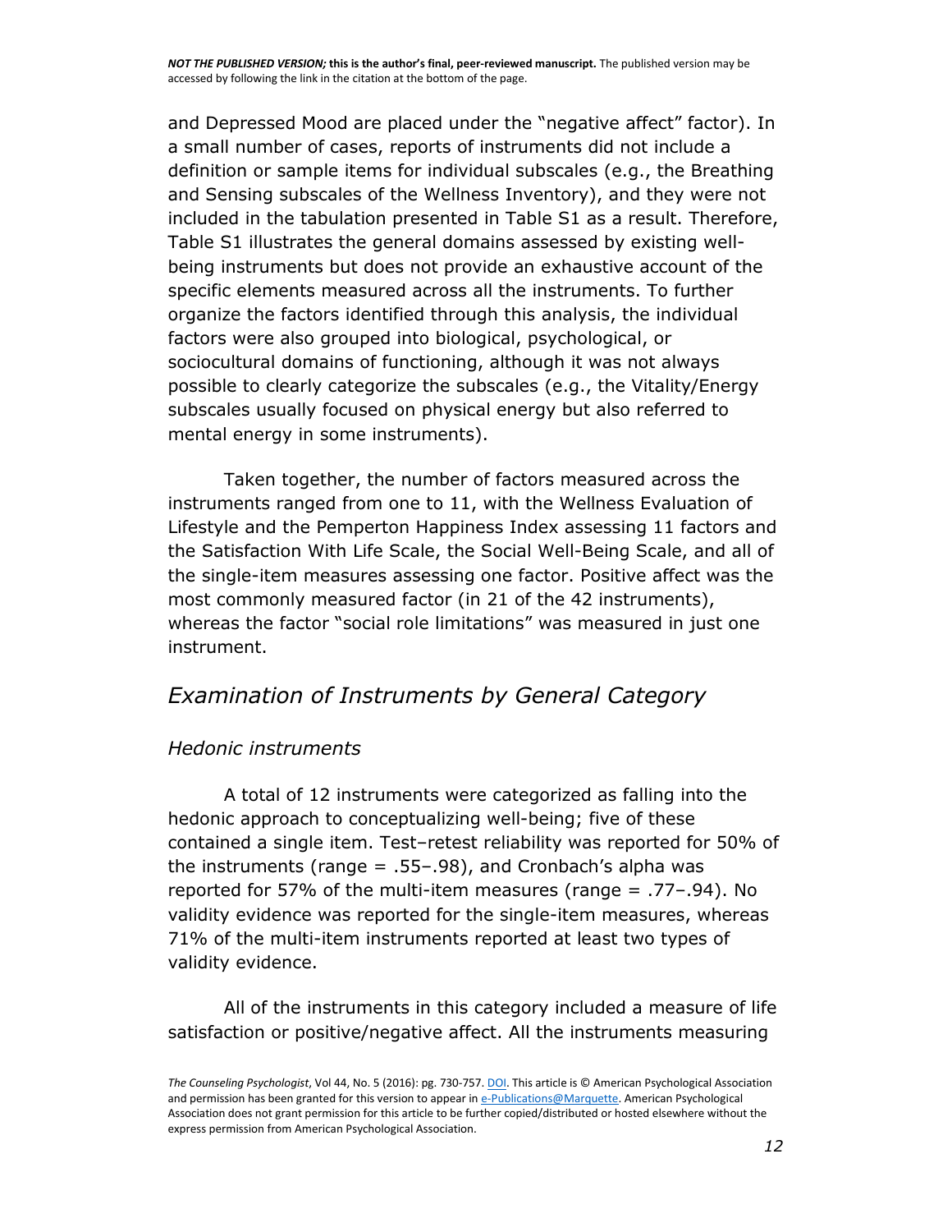and Depressed Mood are placed under the "negative affect" factor). In a small number of cases, reports of instruments did not include a definition or sample items for individual subscales (e.g., the Breathing and Sensing subscales of the Wellness Inventory), and they were not included in the tabulation presented in Table S1 as a result. Therefore, Table S1 illustrates the general domains assessed by existing well-being instruments but does not provide an exhaustive account of the specific elements measured across all the instruments. To further organize the factors identified through this analysis, the individual factors were also grouped into biological, psychological, or sociocultural domains of functioning, although it was not always possible to clearly categorize the subscales (e.g., the Vitality/Energy subscales usually focused on physical energy but also referred to mental energy in some instruments).

Taken together, the number of factors measured across the instruments ranged from one to 11, with the Wellness Evaluation of Lifestyle and the Pemperton Happiness Index assessing 11 factors and the Satisfaction With Life Scale, the Social Well-Being Scale, and all of the single-item measures assessing one factor. Positive affect was the most commonly measured factor (in 21 of the 42 instruments), whereas the factor "social role limitations" was measured in just one instrument.

## *Examination of Instruments by General Category*

### *Hedonic instruments*

A total of 12 instruments were categorized as falling into the hedonic approach to conceptualizing well-being; five of these contained a single item. Test–retest reliability was reported for 50% of the instruments (range = .55–.98), and Cronbach's alpha was reported for 57% of the multi-item measures (range = .77–.94). No validity evidence was reported for the single-item measures, whereas 71% of the multi-item instruments reported at least two types of validity evidence.

All of the instruments in this category included a measure of life satisfaction or positive/negative affect. All the instruments measuring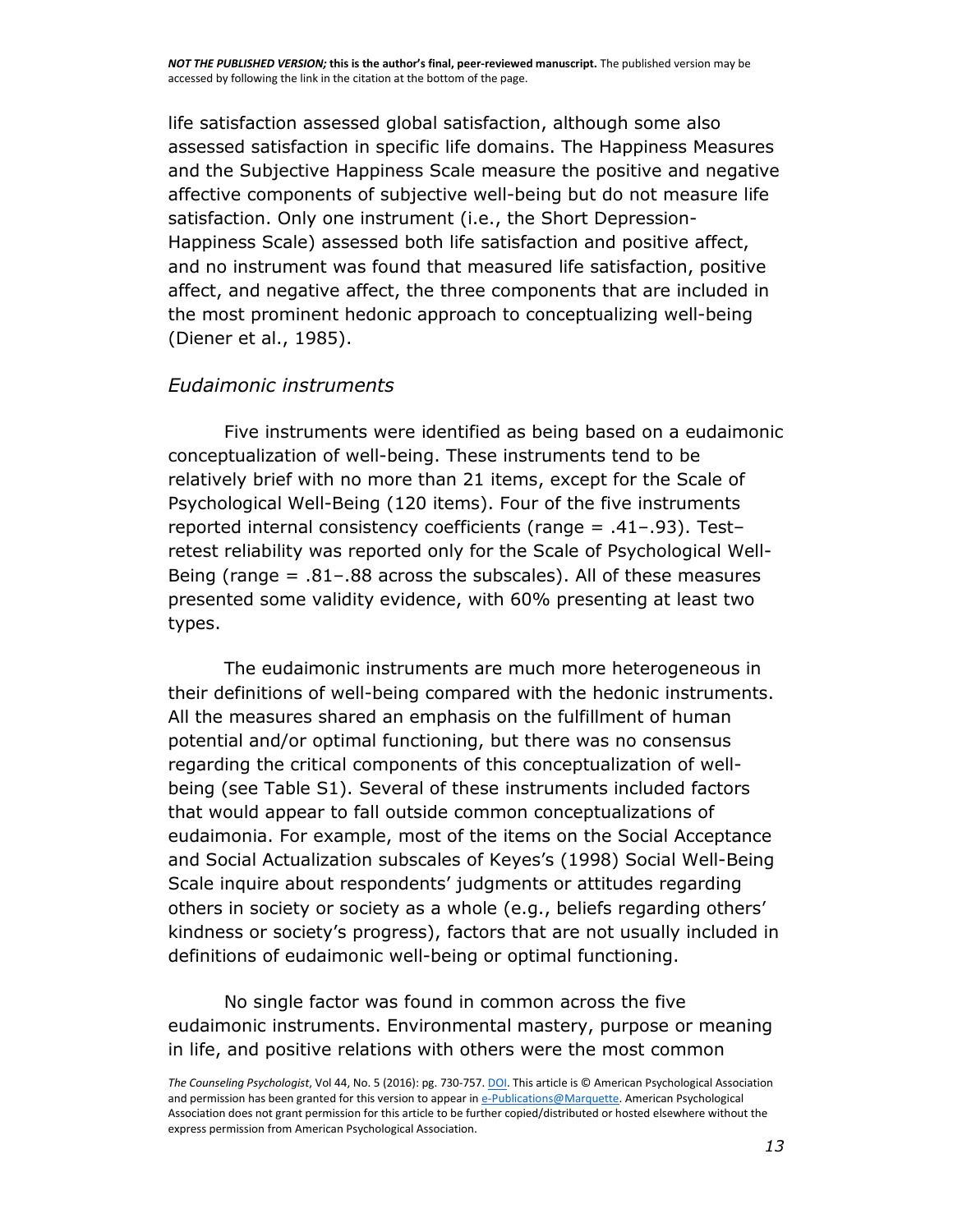life satisfaction assessed global satisfaction, although some also assessed satisfaction in specific life domains. The Happiness Measures and the Subjective Happiness Scale measure the positive and negative affective components of subjective well-being but do not measure life satisfaction. Only one instrument (i.e., the Short Depression-Happiness Scale) assessed both life satisfaction and positive affect, and no instrument was found that measured life satisfaction, positive affect, and negative affect, the three components that are included in the most prominent hedonic approach to conceptualizing well-being (Diener et al., 1985).

### *Eudaimonic instruments*

Five instruments were identified as being based on a eudaimonic conceptualization of well-being. These instruments tend to be relatively brief with no more than 21 items, except for the Scale of Psychological Well-Being (120 items). Four of the five instruments reported internal consistency coefficients (range = .41–.93). Test–retest reliability was reported only for the Scale of Psychological Well-Being (range = .81–.88 across the subscales). All of these measures presented some validity evidence, with 60% presenting at least two types.

The eudaimonic instruments are much more heterogeneous in their definitions of well-being compared with the hedonic instruments. All the measures shared an emphasis on the fulfillment of human potential and/or optimal functioning, but there was no consensus regarding the critical components of this conceptualization of well-being (see Table S1). Several of these instruments included factors that would appear to fall outside common conceptualizations of eudaimonia. For example, most of the items on the Social Acceptance and Social Actualization subscales of Keyes's (1998) Social Well-Being Scale inquire about respondents' judgments or attitudes regarding others in society or society as a whole (e.g., beliefs regarding others' kindness or society's progress), factors that are not usually included in definitions of eudaimonic well-being or optimal functioning.

No single factor was found in common across the five eudaimonic instruments. Environmental mastery, purpose or meaning in life, and positive relations with others were the most common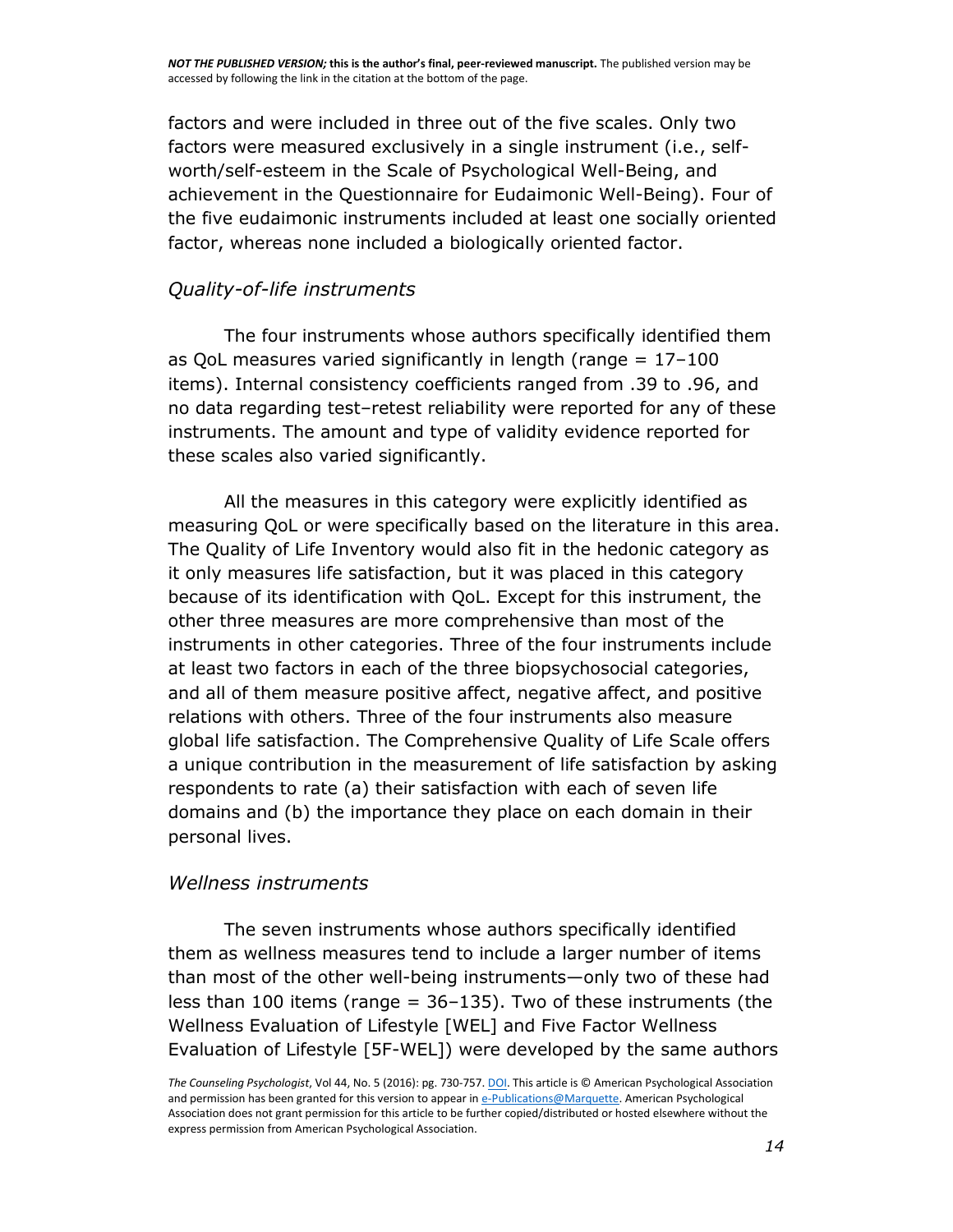factors and were included in three out of the five scales. Only two factors were measured exclusively in a single instrument (i.e., self-worth/self-esteem in the Scale of Psychological Well-Being, and achievement in the Questionnaire for Eudaimonic Well-Being). Four of the five eudaimonic instruments included at least one socially oriented factor, whereas none included a biologically oriented factor.

### *Quality-of-life instruments*

The four instruments whose authors specifically identified them as QoL measures varied significantly in length (range = 17–100 items). Internal consistency coefficients ranged from .39 to .96, and no data regarding test–retest reliability were reported for any of these instruments. The amount and type of validity evidence reported for these scales also varied significantly.

All the measures in this category were explicitly identified as measuring QoL or were specifically based on the literature in this area. The Quality of Life Inventory would also fit in the hedonic category as it only measures life satisfaction, but it was placed in this category because of its identification with QoL. Except for this instrument, the other three measures are more comprehensive than most of the instruments in other categories. Three of the four instruments include at least two factors in each of the three biopsychosocial categories, and all of them measure positive affect, negative affect, and positive relations with others. Three of the four instruments also measure global life satisfaction. The Comprehensive Quality of Life Scale offers a unique contribution in the measurement of life satisfaction by asking respondents to rate (a) their satisfaction with each of seven life domains and (b) the importance they place on each domain in their personal lives.

### *Wellness instruments*

The seven instruments whose authors specifically identified them as wellness measures tend to include a larger number of items than most of the other well-being instruments—only two of these had less than 100 items (range = 36–135). Two of these instruments (the Wellness Evaluation of Lifestyle [WEL] and Five Factor Wellness Evaluation of Lifestyle [5F-WEL]) were developed by the same authors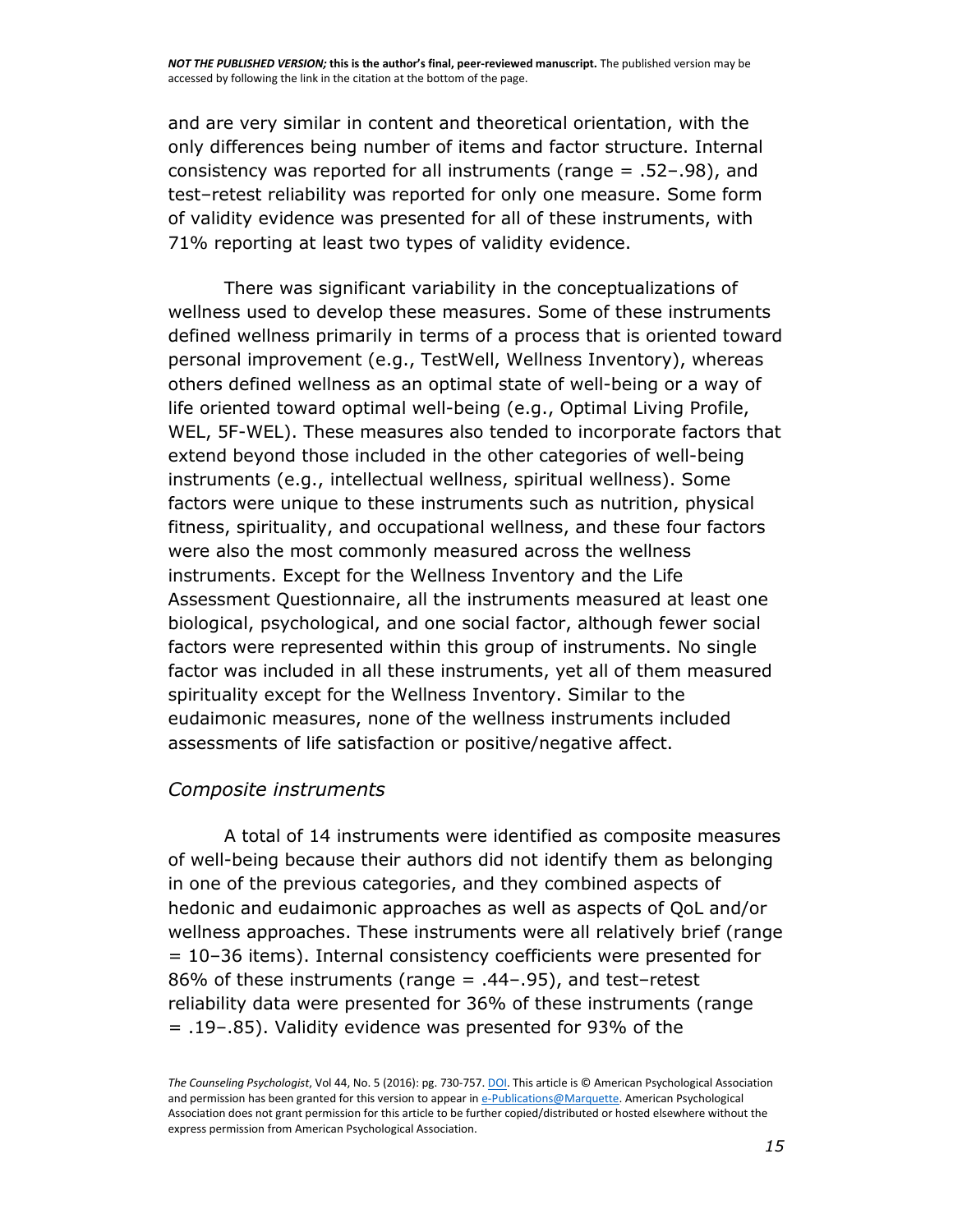and are very similar in content and theoretical orientation, with the only differences being number of items and factor structure. Internal consistency was reported for all instruments (range = .52–.98), and test–retest reliability was reported for only one measure. Some form of validity evidence was presented for all of these instruments, with 71% reporting at least two types of validity evidence.

There was significant variability in the conceptualizations of wellness used to develop these measures. Some of these instruments defined wellness primarily in terms of a process that is oriented toward personal improvement (e.g., TestWell, Wellness Inventory), whereas others defined wellness as an optimal state of well-being or a way of life oriented toward optimal well-being (e.g., Optimal Living Profile, WEL, 5F-WEL). These measures also tended to incorporate factors that extend beyond those included in the other categories of well-being instruments (e.g., intellectual wellness, spiritual wellness). Some factors were unique to these instruments such as nutrition, physical fitness, spirituality, and occupational wellness, and these four factors were also the most commonly measured across the wellness instruments. Except for the Wellness Inventory and the Life Assessment Questionnaire, all the instruments measured at least one biological, psychological, and one social factor, although fewer social factors were represented within this group of instruments. No single factor was included in all these instruments, yet all of them measured spirituality except for the Wellness Inventory. Similar to the eudaimonic measures, none of the wellness instruments included assessments of life satisfaction or positive/negative affect.

### *Composite instruments*

A total of 14 instruments were identified as composite measures of well-being because their authors did not identify them as belonging in one of the previous categories, and they combined aspects of hedonic and eudaimonic approaches as well as aspects of QoL and/or wellness approaches. These instruments were all relatively brief (range = 10–36 items). Internal consistency coefficients were presented for 86% of these instruments (range = .44–.95), and test–retest reliability data were presented for 36% of these instruments (range = .19–.85). Validity evidence was presented for 93% of the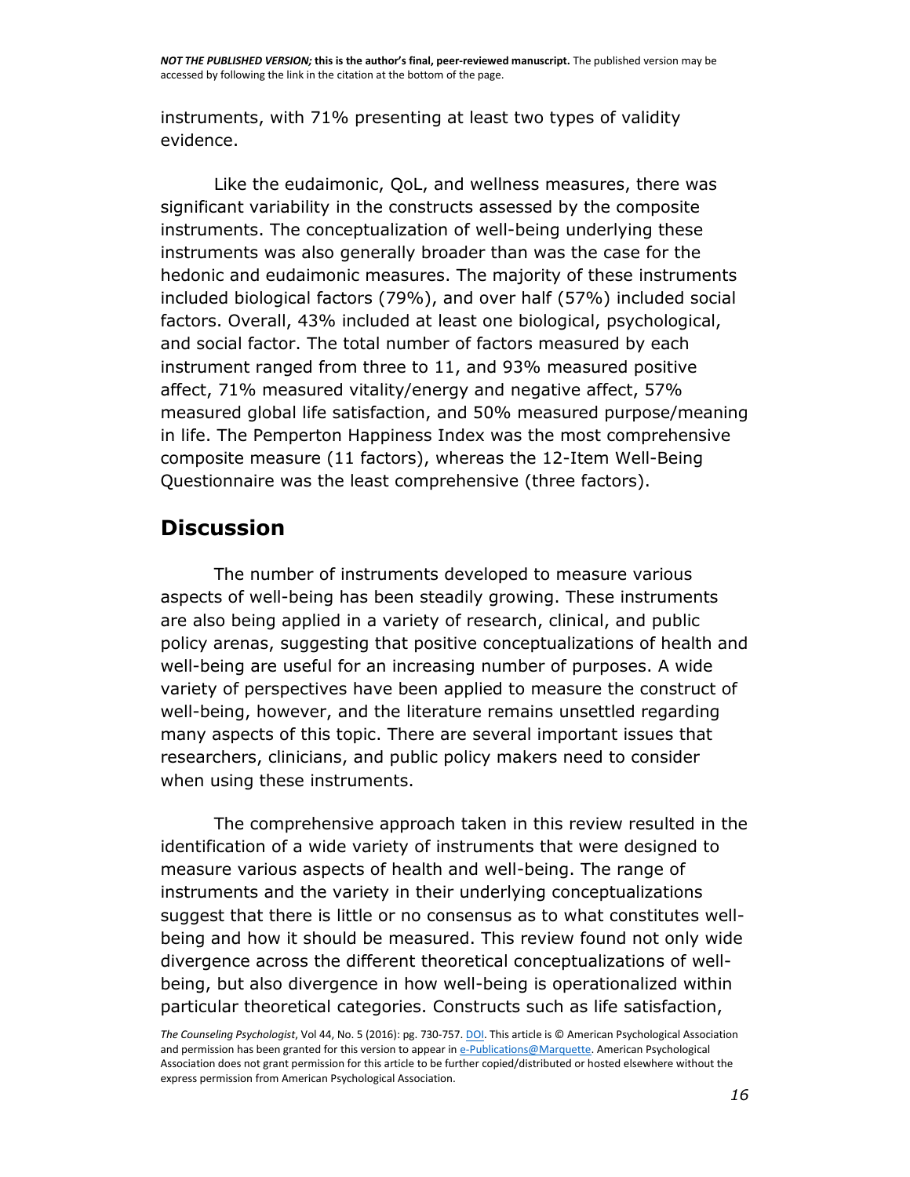instruments, with 71% presenting at least two types of validity evidence.

Like the eudaimonic, QoL, and wellness measures, there was significant variability in the constructs assessed by the composite instruments. The conceptualization of well-being underlying these instruments was also generally broader than was the case for the hedonic and eudaimonic measures. The majority of these instruments included biological factors (79%), and over half (57%) included social factors. Overall, 43% included at least one biological, psychological, and social factor. The total number of factors measured by each instrument ranged from three to 11, and 93% measured positive affect, 71% measured vitality/energy and negative affect, 57% measured global life satisfaction, and 50% measured purpose/meaning in life. The Pemperton Happiness Index was the most comprehensive composite measure (11 factors), whereas the 12-Item Well-Being Questionnaire was the least comprehensive (three factors).

## Discussion

The number of instruments developed to measure various aspects of well-being has been steadily growing. These instruments are also being applied in a variety of research, clinical, and public policy arenas, suggesting that positive conceptualizations of health and well-being are useful for an increasing number of purposes. A wide variety of perspectives have been applied to measure the construct of well-being, however, and the literature remains unsettled regarding many aspects of this topic. There are several important issues that researchers, clinicians, and public policy makers need to consider when using these instruments.

The comprehensive approach taken in this review resulted in the identification of a wide variety of instruments that were designed to measure various aspects of health and well-being. The range of instruments and the variety in their underlying conceptualizations suggest that there is little or no consensus as to what constitutes well-being and how it should be measured. This review found not only wide divergence across the different theoretical conceptualizations of well-being, but also divergence in how well-being is operationalized within particular theoretical categories. Constructs such as life satisfaction,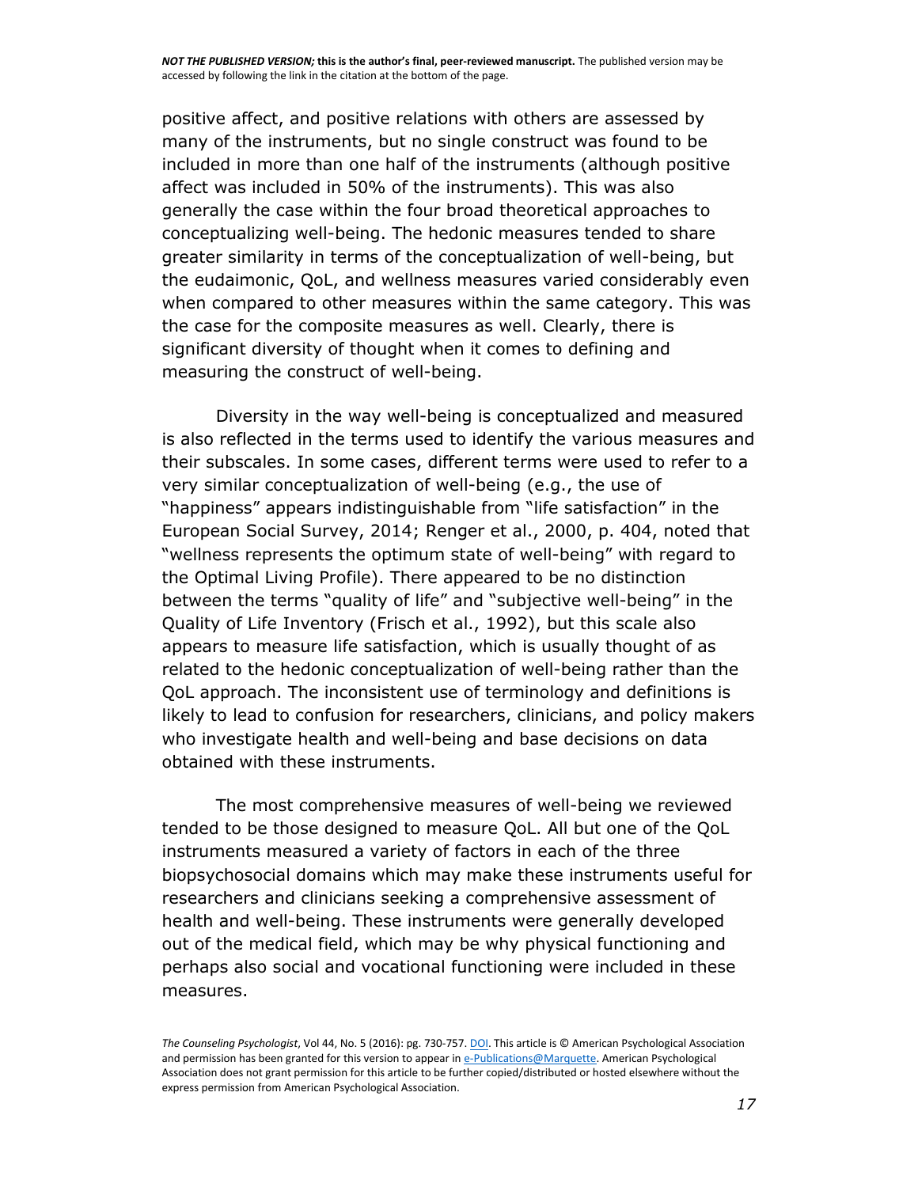positive affect, and positive relations with others are assessed by many of the instruments, but no single construct was found to be included in more than one half of the instruments (although positive affect was included in 50% of the instruments). This was also generally the case within the four broad theoretical approaches to conceptualizing well-being. The hedonic measures tended to share greater similarity in terms of the conceptualization of well-being, but the eudaimonic, QoL, and wellness measures varied considerably even when compared to other measures within the same category. This was the case for the composite measures as well. Clearly, there is significant diversity of thought when it comes to defining and measuring the construct of well-being.

Diversity in the way well-being is conceptualized and measured is also reflected in the terms used to identify the various measures and their subscales. In some cases, different terms were used to refer to a very similar conceptualization of well-being (e.g., the use of "happiness" appears indistinguishable from "life satisfaction" in the European Social Survey, 2014; Renger et al., 2000, p. 404, noted that "wellness represents the optimum state of well-being" with regard to the Optimal Living Profile). There appeared to be no distinction between the terms "quality of life" and "subjective well-being" in the Quality of Life Inventory (Frisch et al., 1992), but this scale also appears to measure life satisfaction, which is usually thought of as related to the hedonic conceptualization of well-being rather than the QoL approach. The inconsistent use of terminology and definitions is likely to lead to confusion for researchers, clinicians, and policy makers who investigate health and well-being and base decisions on data obtained with these instruments.

The most comprehensive measures of well-being we reviewed tended to be those designed to measure QoL. All but one of the QoL instruments measured a variety of factors in each of the three biopsychosocial domains which may make these instruments useful for researchers and clinicians seeking a comprehensive assessment of health and well-being. These instruments were generally developed out of the medical field, which may be why physical functioning and perhaps also social and vocational functioning were included in these measures.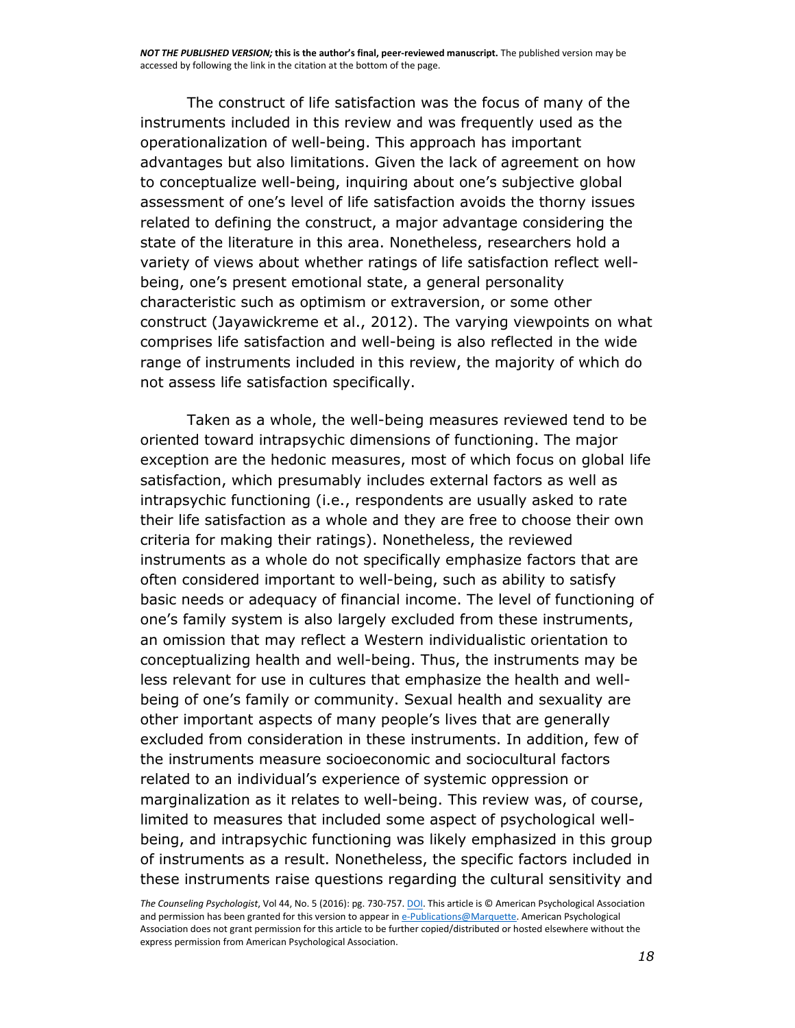The construct of life satisfaction was the focus of many of the instruments included in this review and was frequently used as the operationalization of well-being. This approach has important advantages but also limitations. Given the lack of agreement on how to conceptualize well-being, inquiring about one's subjective global assessment of one's level of life satisfaction avoids the thorny issues related to defining the construct, a major advantage considering the state of the literature in this area. Nonetheless, researchers hold a variety of views about whether ratings of life satisfaction reflect well-being, one's present emotional state, a general personality characteristic such as optimism or extraversion, or some other construct (Jayawickreme et al., 2012). The varying viewpoints on what comprises life satisfaction and well-being is also reflected in the wide range of instruments included in this review, the majority of which do not assess life satisfaction specifically.

Taken as a whole, the well-being measures reviewed tend to be oriented toward intrapsychic dimensions of functioning. The major exception are the hedonic measures, most of which focus on global life satisfaction, which presumably includes external factors as well as intrapsychic functioning (i.e., respondents are usually asked to rate their life satisfaction as a whole and they are free to choose their own criteria for making their ratings). Nonetheless, the reviewed instruments as a whole do not specifically emphasize factors that are often considered important to well-being, such as ability to satisfy basic needs or adequacy of financial income. The level of functioning of one's family system is also largely excluded from these instruments, an omission that may reflect a Western individualistic orientation to conceptualizing health and well-being. Thus, the instruments may be less relevant for use in cultures that emphasize the health and well-being of one's family or community. Sexual health and sexuality are other important aspects of many people's lives that are generally excluded from consideration in these instruments. In addition, few of the instruments measure socioeconomic and sociocultural factors related to an individual's experience of systemic oppression or marginalization as it relates to well-being. This review was, of course, limited to measures that included some aspect of psychological well-being, and intrapsychic functioning was likely emphasized in this group of instruments as a result. Nonetheless, the specific factors included in these instruments raise questions regarding the cultural sensitivity and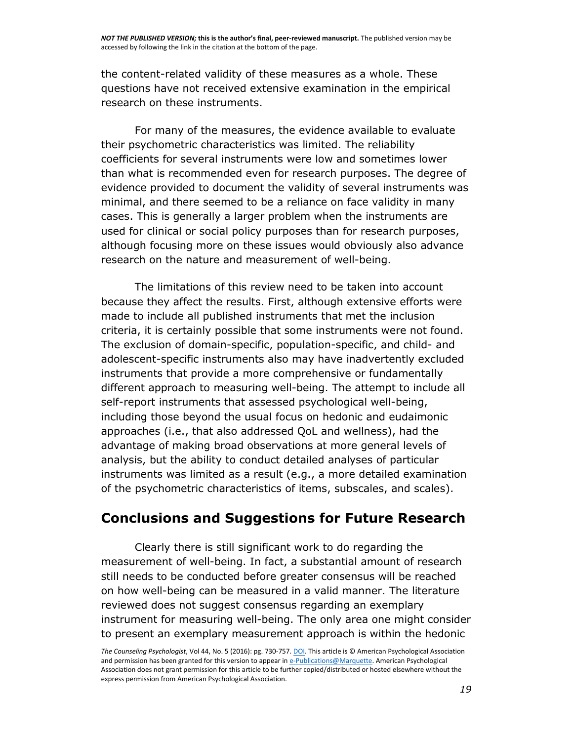the content-related validity of these measures as a whole. These questions have not received extensive examination in the empirical research on these instruments.

For many of the measures, the evidence available to evaluate their psychometric characteristics was limited. The reliability coefficients for several instruments were low and sometimes lower than what is recommended even for research purposes. The degree of evidence provided to document the validity of several instruments was minimal, and there seemed to be a reliance on face validity in many cases. This is generally a larger problem when the instruments are used for clinical or social policy purposes than for research purposes, although focusing more on these issues would obviously also advance research on the nature and measurement of well-being.

The limitations of this review need to be taken into account because they affect the results. First, although extensive efforts were made to include all published instruments that met the inclusion criteria, it is certainly possible that some instruments were not found. The exclusion of domain-specific, population-specific, and child- and adolescent-specific instruments also may have inadvertently excluded instruments that provide a more comprehensive or fundamentally different approach to measuring well-being. The attempt to include all self-report instruments that assessed psychological well-being, including those beyond the usual focus on hedonic and eudaimonic approaches (i.e., that also addressed QoL and wellness), had the advantage of making broad observations at more general levels of analysis, but the ability to conduct detailed analyses of particular instruments was limited as a result (e.g., a more detailed examination of the psychometric characteristics of items, subscales, and scales).

## Conclusions and Suggestions for Future Research

Clearly there is still significant work to do regarding the measurement of well-being. In fact, a substantial amount of research still needs to be conducted before greater consensus will be reached on how well-being can be measured in a valid manner. The literature reviewed does not suggest consensus regarding an exemplary instrument for measuring well-being. The only area one might consider to present an exemplary measurement approach is within the hedonic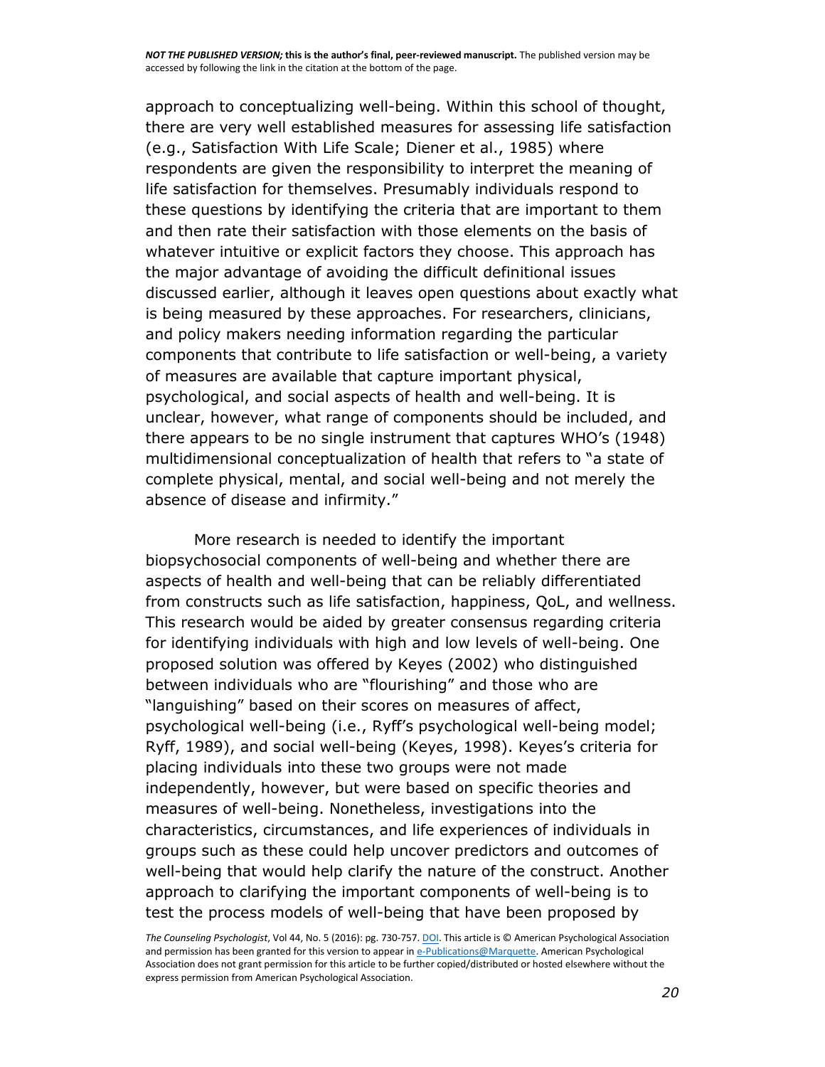approach to conceptualizing well-being. Within this school of thought, there are very well established measures for assessing life satisfaction (e.g., Satisfaction With Life Scale; Diener et al., 1985) where respondents are given the responsibility to interpret the meaning of life satisfaction for themselves. Presumably individuals respond to these questions by identifying the criteria that are important to them and then rate their satisfaction with those elements on the basis of whatever intuitive or explicit factors they choose. This approach has the major advantage of avoiding the difficult definitional issues discussed earlier, although it leaves open questions about exactly what is being measured by these approaches. For researchers, clinicians, and policy makers needing information regarding the particular components that contribute to life satisfaction or well-being, a variety of measures are available that capture important physical, psychological, and social aspects of health and well-being. It is unclear, however, what range of components should be included, and there appears to be no single instrument that captures WHO's (1948) multidimensional conceptualization of health that refers to "a state of complete physical, mental, and social well-being and not merely the absence of disease and infirmity."

More research is needed to identify the important biopsychosocial components of well-being and whether there are aspects of health and well-being that can be reliably differentiated from constructs such as life satisfaction, happiness, QoL, and wellness. This research would be aided by greater consensus regarding criteria for identifying individuals with high and low levels of well-being. One proposed solution was offered by Keyes (2002) who distinguished between individuals who are "flourishing" and those who are "languishing" based on their scores on measures of affect, psychological well-being (i.e., Ryff's psychological well-being model; Ryff, 1989), and social well-being (Keyes, 1998). Keyes's criteria for placing individuals into these two groups were not made independently, however, but were based on specific theories and measures of well-being. Nonetheless, investigations into the characteristics, circumstances, and life experiences of individuals in groups such as these could help uncover predictors and outcomes of well-being that would help clarify the nature of the construct. Another approach to clarifying the important components of well-being is to test the process models of well-being that have been proposed by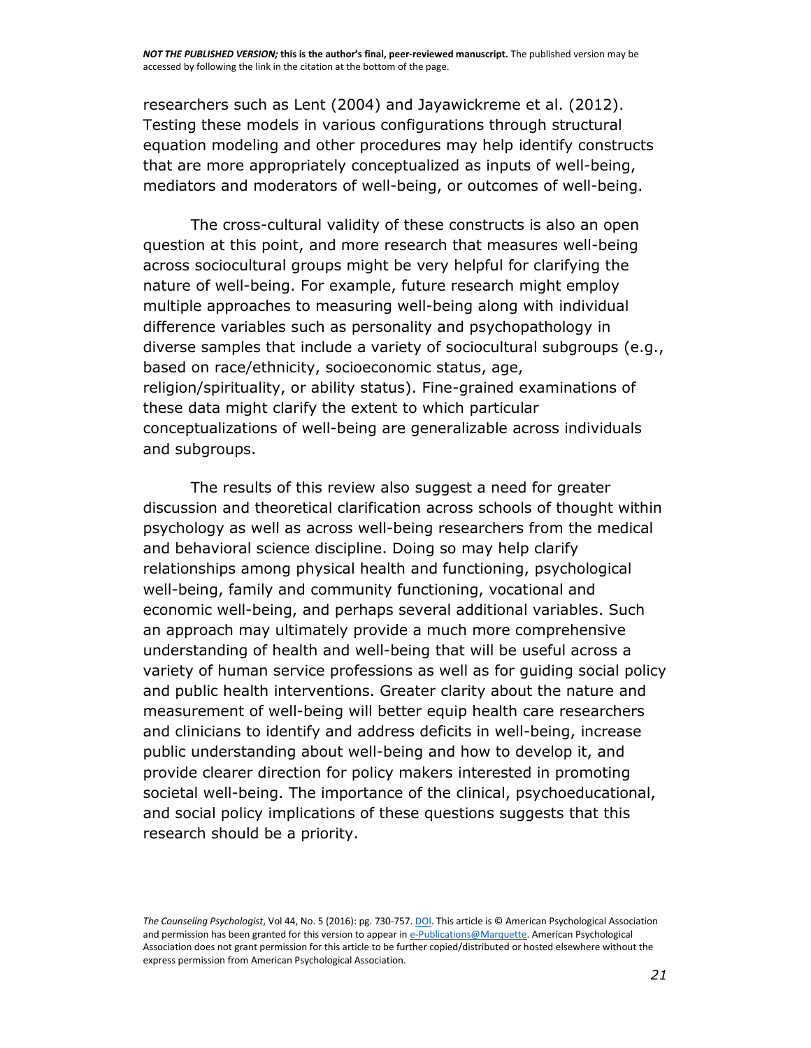researchers such as Lent (2004) and Jayawickreme et al. (2012). Testing these models in various configurations through structural equation modeling and other procedures may help identify constructs that are more appropriately conceptualized as inputs of well-being, mediators and moderators of well-being, or outcomes of well-being.

The cross-cultural validity of these constructs is also an open question at this point, and more research that measures well-being across sociocultural groups might be very helpful for clarifying the nature of well-being. For example, future research might employ multiple approaches to measuring well-being along with individual difference variables such as personality and psychopathology in diverse samples that include a variety of sociocultural subgroups (e.g., based on race/ethnicity, socioeconomic status, age, religion/spirituality, or ability status). Fine-grained examinations of these data might clarify the extent to which particular conceptualizations of well-being are generalizable across individuals and subgroups.

The results of this review also suggest a need for greater discussion and theoretical clarification across schools of thought within psychology as well as across well-being researchers from the medical and behavioral science discipline. Doing so may help clarify relationships among physical health and functioning, psychological well-being, family and community functioning, vocational and economic well-being, and perhaps several additional variables. Such an approach may ultimately provide a much more comprehensive understanding of health and well-being that will be useful across a variety of human service professions as well as for guiding social policy and public health interventions. Greater clarity about the nature and measurement of well-being will better equip health care researchers and clinicians to identify and address deficits in well-being, increase public understanding about well-being and how to develop it, and provide clearer direction for policy makers interested in promoting societal well-being. The importance of the clinical, psychoeducational, and social policy implications of these questions suggests that this research should be a priority.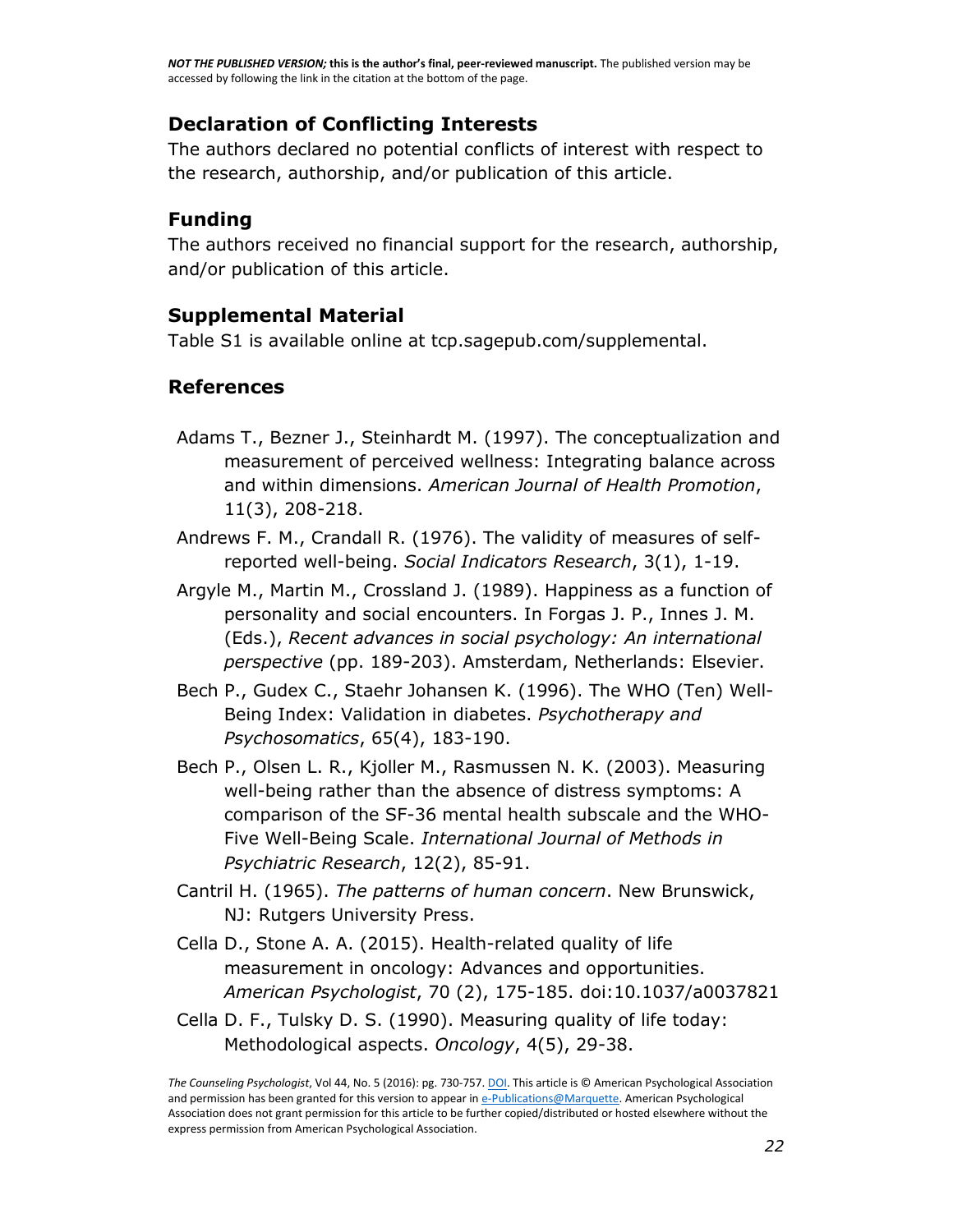## Declaration of Conflicting Interests

The authors declared no potential conflicts of interest with respect to the research, authorship, and/or publication of this article.

## Funding

The authors received no financial support for the research, authorship, and/or publication of this article.

## Supplemental Material

Table S1 is available online at tcp.sagepub.com/supplemental.

## References

Adams T., Bezner J., Steinhardt M. (1997). The conceptualization and measurement of perceived wellness: Integrating balance across and within dimensions. *American Journal of Health Promotion*, 11(3), 208-218.

Andrews F. M., Crandall R. (1976). The validity of measures of self-reported well-being. *Social Indicators Research*, 3(1), 1-19.

Argyle M., Martin M., Crossland J. (1989). Happiness as a function of personality and social encounters. In Forgas J. P., Innes J. M. (Eds.), *Recent advances in social psychology: An international perspective* (pp. 189-203). Amsterdam, Netherlands: Elsevier.

Bech P., Gudex C., Staehr Johansen K. (1996). The WHO (Ten) Well-Being Index: Validation in diabetes. *Psychotherapy and Psychosomatics*, 65(4), 183-190.

Bech P., Olsen L. R., Kjoller M., Rasmussen N. K. (2003). Measuring well-being rather than the absence of distress symptoms: A comparison of the SF-36 mental health subscale and the WHO-Five Well-Being Scale. *International Journal of Methods in Psychiatric Research*, 12(2), 85-91.

Cantril H. (1965). *The patterns of human concern*. New Brunswick, NJ: Rutgers University Press.

Cella D., Stone A. A. (2015). Health-related quality of life measurement in oncology: Advances and opportunities. *American Psychologist*, 70 (2), 175-185. doi:10.1037/a0037821

Cella D. F., Tulsky D. S. (1990). Measuring quality of life today: Methodological aspects. *Oncology*, 4(5), 29-38.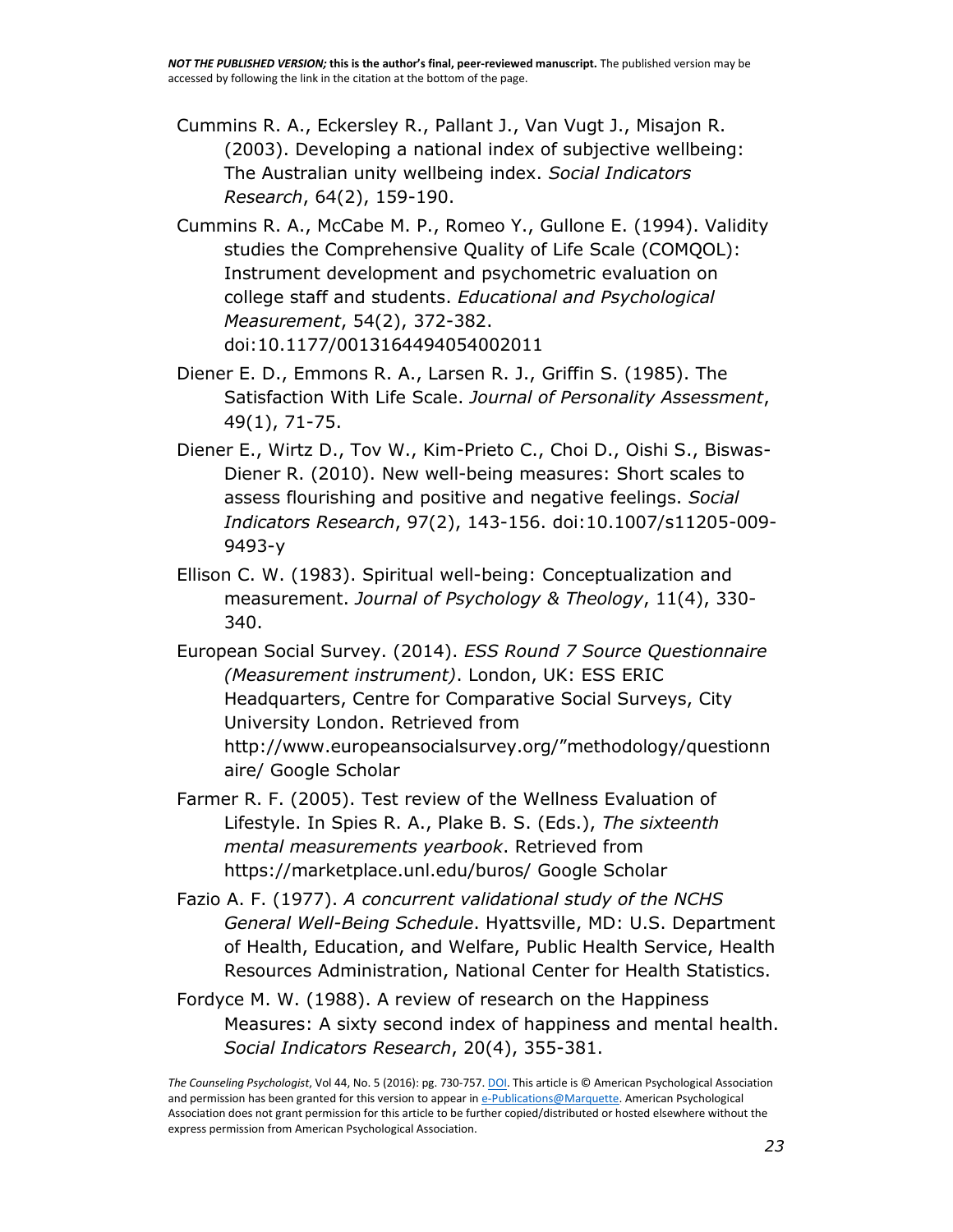Cummins R. A., Eckersley R., Pallant J., Van Vugt J., Misajon R. (2003). Developing a national index of subjective wellbeing: The Australian unity wellbeing index. *Social Indicators Research*, 64(2), 159-190.

Cummins R. A., McCabe M. P., Romeo Y., Gullone E. (1994). Validity studies the Comprehensive Quality of Life Scale (COMQOL): Instrument development and psychometric evaluation on college staff and students. *Educational and Psychological Measurement*, 54(2), 372-382. doi:10.1177/0013164494054002011

Diener E. D., Emmons R. A., Larsen R. J., Griffin S. (1985). The Satisfaction With Life Scale. *Journal of Personality Assessment*, 49(1), 71-75.

Diener E., Wirtz D., Tov W., Kim-Prieto C., Choi D., Oishi S., Biswas-Diener R. (2010). New well-being measures: Short scales to assess flourishing and positive and negative feelings. *Social Indicators Research*, 97(2), 143-156. doi:10.1007/s11205-009-9493-y

Ellison C. W. (1983). Spiritual well-being: Conceptualization and measurement. *Journal of Psychology & Theology*, 11(4), 330-340.

European Social Survey. (2014). *ESS Round 7 Source Questionnaire (Measurement instrument)*. London, UK: ESS ERIC Headquarters, Centre for Comparative Social Surveys, City University London. Retrieved from http://www.europeansocialsurvey.org/"methodology/questionnaire/ Google Scholar

Farmer R. F. (2005). Test review of the Wellness Evaluation of Lifestyle. In Spies R. A., Plake B. S. (Eds.), *The sixteenth mental measurements yearbook*. Retrieved from https://marketplace.unl.edu/buros/ Google Scholar

Fazio A. F. (1977). *A concurrent validational study of the NCHS General Well-Being Schedule*. Hyattsville, MD: U.S. Department of Health, Education, and Welfare, Public Health Service, Health Resources Administration, National Center for Health Statistics.

Fordyce M. W. (1988). A review of research on the Happiness Measures: A sixty second index of happiness and mental health. *Social Indicators Research*, 20(4), 355-381.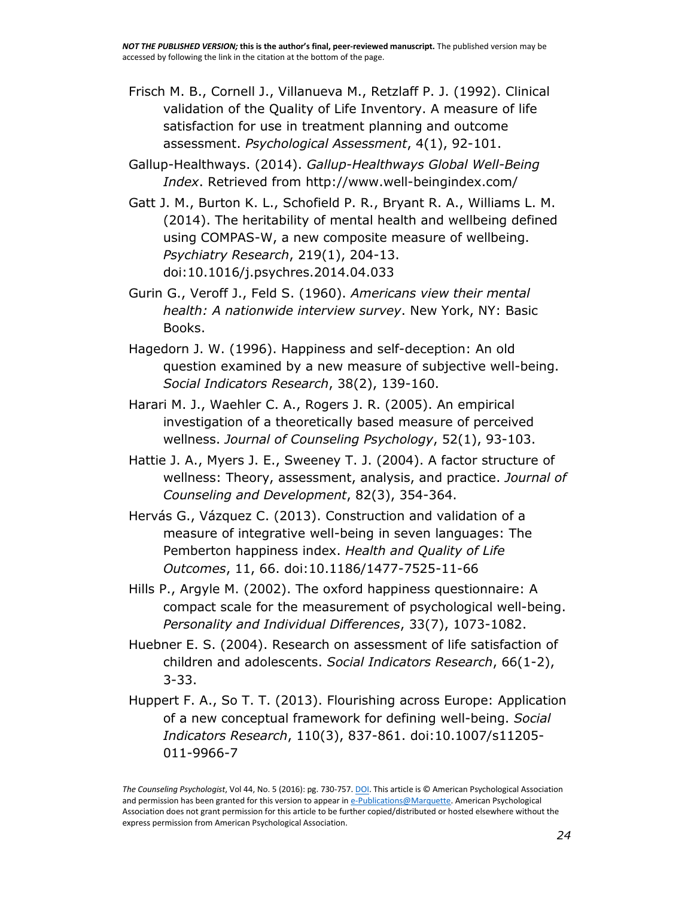Frisch M. B., Cornell J., Villanueva M., Retzlaff P. J. (1992). Clinical validation of the Quality of Life Inventory. A measure of life satisfaction for use in treatment planning and outcome assessment. *Psychological Assessment*, 4(1), 92-101.

Gallup-Healthways. (2014). *Gallup-Healthways Global Well-Being Index*. Retrieved from http://www.well-beingindex.com/

Gatt J. M., Burton K. L., Schofield P. R., Bryant R. A., Williams L. M. (2014). The heritability of mental health and wellbeing defined using COMPAS-W, a new composite measure of wellbeing. *Psychiatry Research*, 219(1), 204-13. doi:10.1016/j.psychres.2014.04.033

Gurin G., Veroff J., Feld S. (1960). *Americans view their mental health: A nationwide interview survey*. New York, NY: Basic Books.

Hagedorn J. W. (1996). Happiness and self-deception: An old question examined by a new measure of subjective well-being. *Social Indicators Research*, 38(2), 139-160.

Harari M. J., Waehler C. A., Rogers J. R. (2005). An empirical investigation of a theoretically based measure of perceived wellness. *Journal of Counseling Psychology*, 52(1), 93-103.

Hattie J. A., Myers J. E., Sweeney T. J. (2004). A factor structure of wellness: Theory, assessment, analysis, and practice. *Journal of Counseling and Development*, 82(3), 354-364.

Hervás G., Vázquez C. (2013). Construction and validation of a measure of integrative well-being in seven languages: The Pemberton happiness index. *Health and Quality of Life Outcomes*, 11, 66. doi:10.1186/1477-7525-11-66

Hills P., Argyle M. (2002). The oxford happiness questionnaire: A compact scale for the measurement of psychological well-being. *Personality and Individual Differences*, 33(7), 1073-1082.

Huebner E. S. (2004). Research on assessment of life satisfaction of children and adolescents. *Social Indicators Research*, 66(1-2), 3-33.

Huppert F. A., So T. T. (2013). Flourishing across Europe: Application of a new conceptual framework for defining well-being. *Social Indicators Research*, 110(3), 837-861. doi:10.1007/s11205-011-9966-7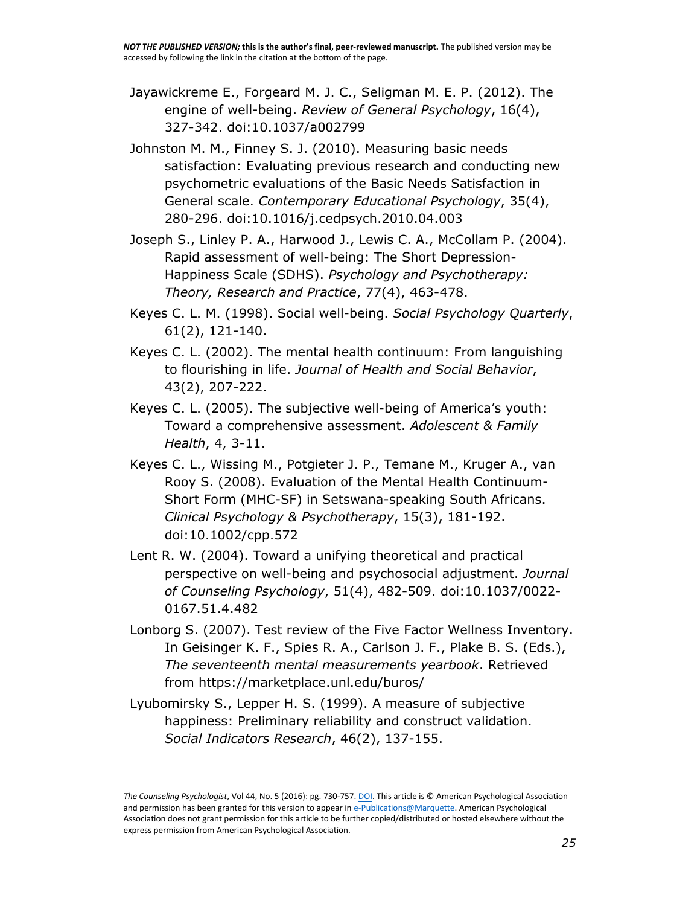Jayawickreme E., Forgeard M. J. C., Seligman M. E. P. (2012). The engine of well-being. *Review of General Psychology*, 16(4), 327-342. doi:10.1037/a002799

Johnston M. M., Finney S. J. (2010). Measuring basic needs satisfaction: Evaluating previous research and conducting new psychometric evaluations of the Basic Needs Satisfaction in General scale. *Contemporary Educational Psychology*, 35(4), 280-296. doi:10.1016/j.cedpsych.2010.04.003

Joseph S., Linley P. A., Harwood J., Lewis C. A., McCollam P. (2004). Rapid assessment of well-being: The Short Depression-Happiness Scale (SDHS). *Psychology and Psychotherapy: Theory, Research and Practice*, 77(4), 463-478.

Keyes C. L. M. (1998). Social well-being. *Social Psychology Quarterly*, 61(2), 121-140.

Keyes C. L. (2002). The mental health continuum: From languishing to flourishing in life. *Journal of Health and Social Behavior*, 43(2), 207-222.

Keyes C. L. (2005). The subjective well-being of America's youth: Toward a comprehensive assessment. *Adolescent & Family Health*, 4, 3-11.

Keyes C. L., Wissing M., Potgieter J. P., Temane M., Kruger A., van Rooy S. (2008). Evaluation of the Mental Health Continuum-Short Form (MHC-SF) in Setswana-speaking South Africans. *Clinical Psychology & Psychotherapy*, 15(3), 181-192. doi:10.1002/cpp.572

Lent R. W. (2004). Toward a unifying theoretical and practical perspective on well-being and psychosocial adjustment. *Journal of Counseling Psychology*, 51(4), 482-509. doi:10.1037/0022-0167.51.4.482

Lonborg S. (2007). Test review of the Five Factor Wellness Inventory. In Geisinger K. F., Spies R. A., Carlson J. F., Plake B. S. (Eds.), *The seventeenth mental measurements yearbook*. Retrieved from https://marketplace.unl.edu/buros/

Lyubomirsky S., Lepper H. S. (1999). A measure of subjective happiness: Preliminary reliability and construct validation. *Social Indicators Research*, 46(2), 137-155.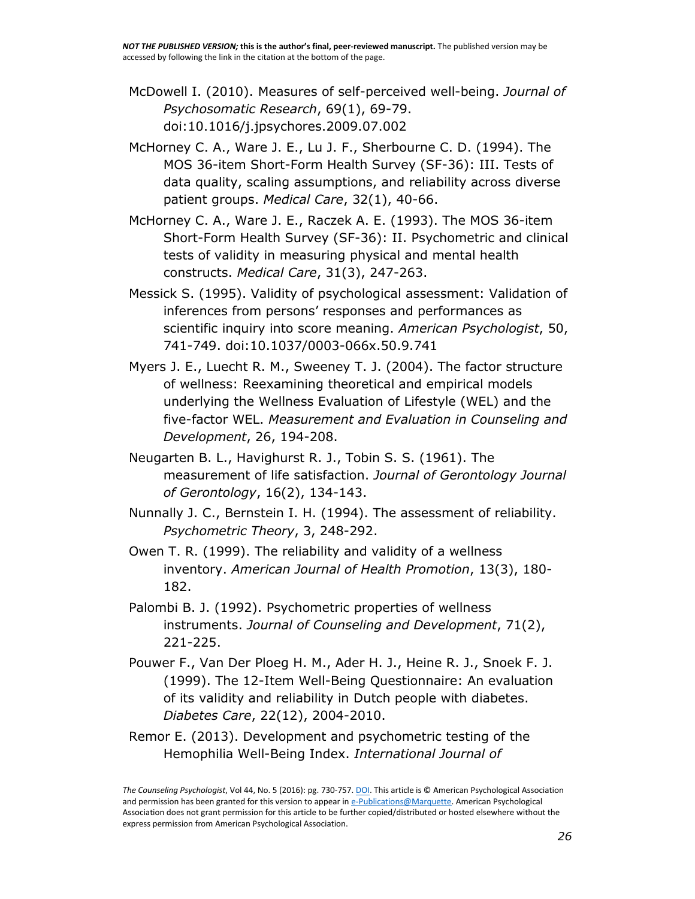McDowell I. (2010). Measures of self-perceived well-being. *Journal of Psychosomatic Research*, 69(1), 69-79. doi:10.1016/j.jpsychores.2009.07.002

McHorney C. A., Ware J. E., Lu J. F., Sherbourne C. D. (1994). The MOS 36-item Short-Form Health Survey (SF-36): III. Tests of data quality, scaling assumptions, and reliability across diverse patient groups. *Medical Care*, 32(1), 40-66.

McHorney C. A., Ware J. E., Raczek A. E. (1993). The MOS 36-item Short-Form Health Survey (SF-36): II. Psychometric and clinical tests of validity in measuring physical and mental health constructs. *Medical Care*, 31(3), 247-263.

Messick S. (1995). Validity of psychological assessment: Validation of inferences from persons' responses and performances as scientific inquiry into score meaning. *American Psychologist*, 50, 741-749. doi:10.1037/0003-066x.50.9.741

Myers J. E., Luecht R. M., Sweeney T. J. (2004). The factor structure of wellness: Reexamining theoretical and empirical models underlying the Wellness Evaluation of Lifestyle (WEL) and the five-factor WEL. *Measurement and Evaluation in Counseling and Development*, 26, 194-208.

Neugarten B. L., Havighurst R. J., Tobin S. S. (1961). The measurement of life satisfaction. *Journal of Gerontology Journal of Gerontology*, 16(2), 134-143.

Nunnally J. C., Bernstein I. H. (1994). The assessment of reliability. *Psychometric Theory*, 3, 248-292.

Owen T. R. (1999). The reliability and validity of a wellness inventory. *American Journal of Health Promotion*, 13(3), 180-182.

Palombi B. J. (1992). Psychometric properties of wellness instruments. *Journal of Counseling and Development*, 71(2), 221-225.

Pouwer F., Van Der Ploeg H. M., Ader H. J., Heine R. J., Snoek F. J. (1999). The 12-Item Well-Being Questionnaire: An evaluation of its validity and reliability in Dutch people with diabetes. *Diabetes Care*, 22(12), 2004-2010.

Remor E. (2013). Development and psychometric testing of the Hemophilia Well-Being Index. *International Journal of*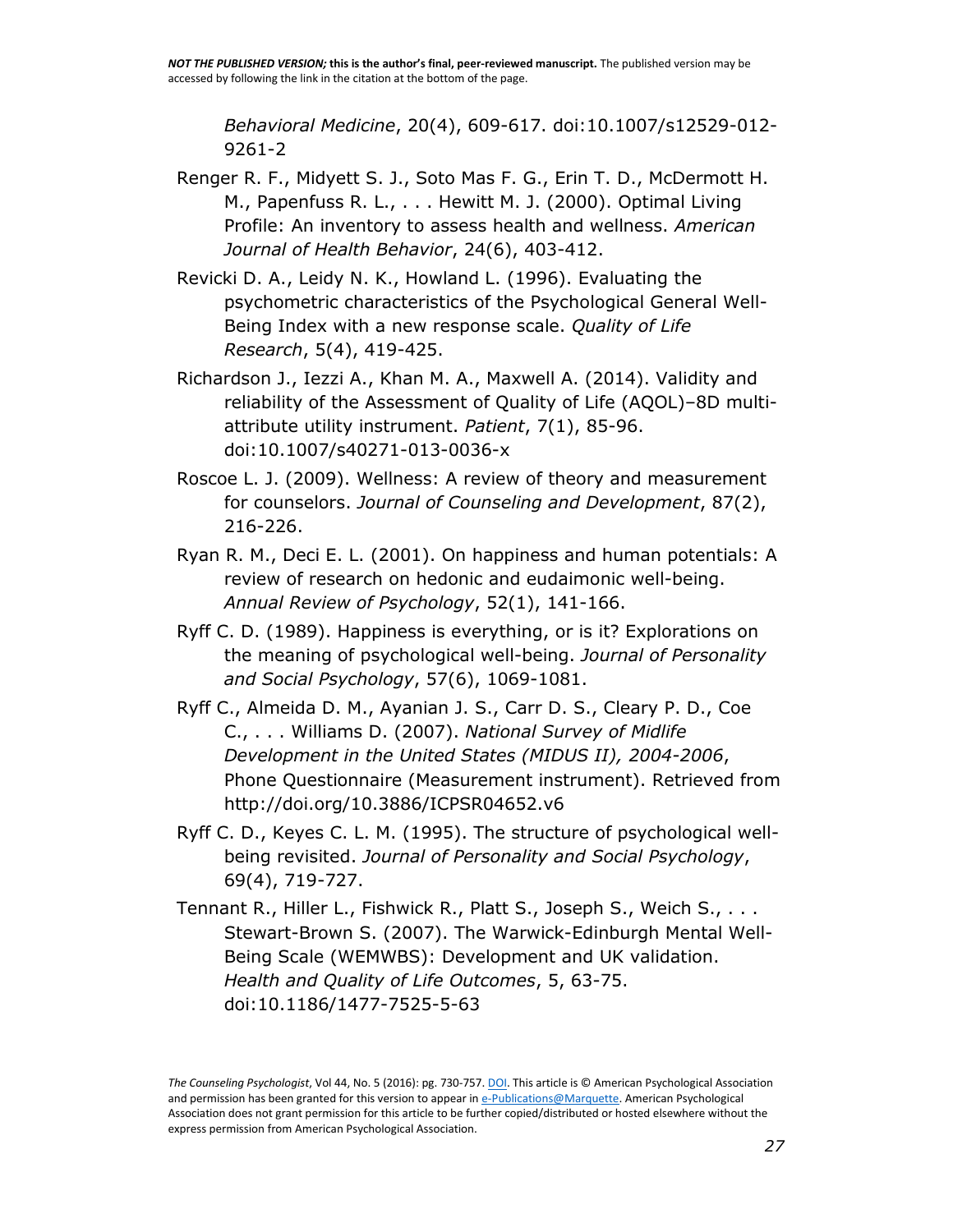*Behavioral Medicine*, 20(4), 609-617. doi:10.1007/s12529-012-9261-2

Renger R. F., Midyett S. J., Soto Mas F. G., Erin T. D., McDermott H. M., Papenfuss R. L., . . . Hewitt M. J. (2000). Optimal Living Profile: An inventory to assess health and wellness. *American Journal of Health Behavior*, 24(6), 403-412.

Revicki D. A., Leidy N. K., Howland L. (1996). Evaluating the psychometric characteristics of the Psychological General Well-Being Index with a new response scale. *Quality of Life Research*, 5(4), 419-425.

Richardson J., Iezzi A., Khan M. A., Maxwell A. (2014). Validity and reliability of the Assessment of Quality of Life (AQOL)–8D multi-attribute utility instrument. *Patient*, 7(1), 85-96. doi:10.1007/s40271-013-0036-x

Roscoe L. J. (2009). Wellness: A review of theory and measurement for counselors. *Journal of Counseling and Development*, 87(2), 216-226.

Ryan R. M., Deci E. L. (2001). On happiness and human potentials: A review of research on hedonic and eudaimonic well-being. *Annual Review of Psychology*, 52(1), 141-166.

Ryff C. D. (1989). Happiness is everything, or is it? Explorations on the meaning of psychological well-being. *Journal of Personality and Social Psychology*, 57(6), 1069-1081.

Ryff C., Almeida D. M., Ayanian J. S., Carr D. S., Cleary P. D., Coe C., . . . Williams D. (2007). *National Survey of Midlife Development in the United States (MIDUS II), 2004-2006*, Phone Questionnaire (Measurement instrument). Retrieved from http://doi.org/10.3886/ICPSR04652.v6

Ryff C. D., Keyes C. L. M. (1995). The structure of psychological well-being revisited. *Journal of Personality and Social Psychology*, 69(4), 719-727.

Tennant R., Hiller L., Fishwick R., Platt S., Joseph S., Weich S., . . . Stewart-Brown S. (2007). The Warwick-Edinburgh Mental Well-Being Scale (WEMWBS): Development and UK validation. *Health and Quality of Life Outcomes*, 5, 63-75. doi:10.1186/1477-7525-5-63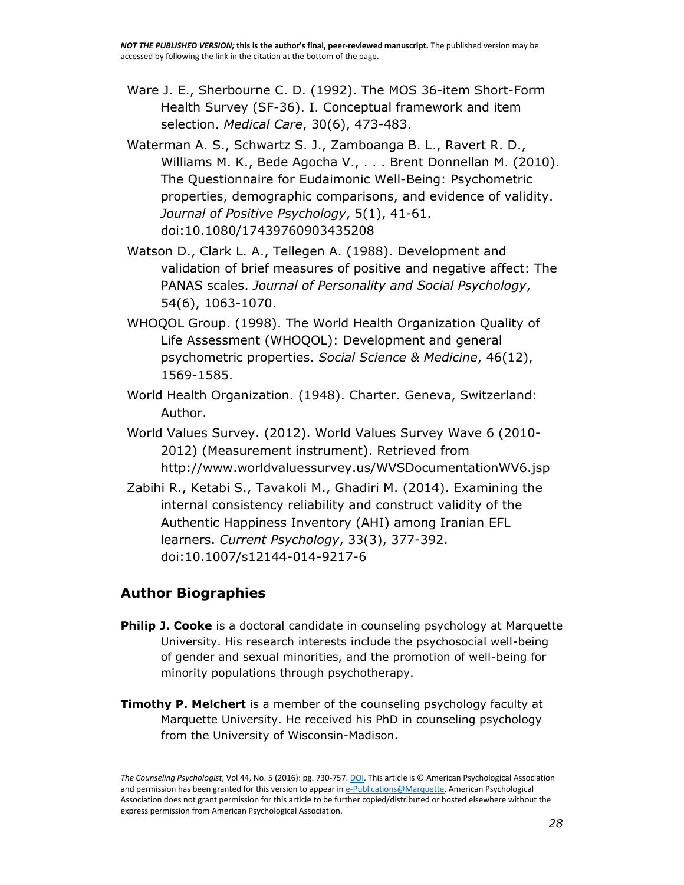Ware J. E., Sherbourne C. D. (1992). The MOS 36-item Short-Form Health Survey (SF-36). I. Conceptual framework and item selection. *Medical Care*, 30(6), 473-483.

Waterman A. S., Schwartz S. J., Zamboanga B. L., Ravert R. D., Williams M. K., Bede Agocha V., . . . Brent Donnellan M. (2010). The Questionnaire for Eudaimonic Well-Being: Psychometric properties, demographic comparisons, and evidence of validity. *Journal of Positive Psychology*, 5(1), 41-61. doi:10.1080/17439760903435208

Watson D., Clark L. A., Tellegen A. (1988). Development and validation of brief measures of positive and negative affect: The PANAS scales. *Journal of Personality and Social Psychology*, 54(6), 1063-1070.

WHOQOL Group. (1998). The World Health Organization Quality of Life Assessment (WHOQOL): Development and general psychometric properties. *Social Science & Medicine*, 46(12), 1569-1585.

World Health Organization. (1948). Charter. Geneva, Switzerland: Author.

World Values Survey. (2012). World Values Survey Wave 6 (2010-2012) (Measurement instrument). Retrieved from http://www.worldvaluessurvey.us/WVSDocumentationWV6.jsp

Zabihi R., Ketabi S., Tavakoli M., Ghadiri M. (2014). Examining the internal consistency reliability and construct validity of the Authentic Happiness Inventory (AHI) among Iranian EFL learners. *Current Psychology*, 33(3), 377-392. doi:10.1007/s12144-014-9217-6

## Author Biographies

**Philip J. Cooke** is a doctoral candidate in counseling psychology at Marquette University. His research interests include the psychosocial well-being of gender and sexual minorities, and the promotion of well-being for minority populations through psychotherapy.

**Timothy P. Melchert** is a member of the counseling psychology faculty at Marquette University. He received his PhD in counseling psychology from the University of Wisconsin-Madison.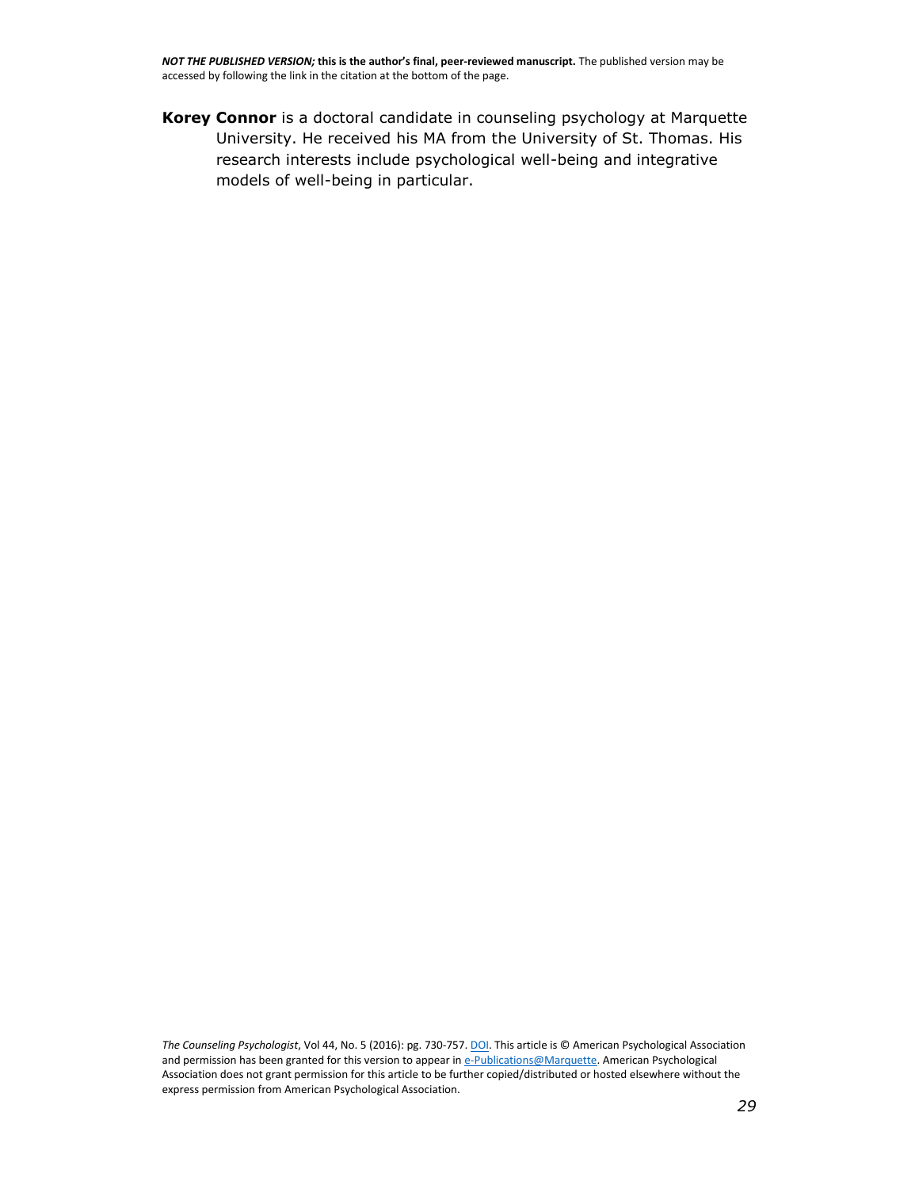**Korey Connor** is a doctoral candidate in counseling psychology at Marquette University. He received his MA from the University of St. Thomas. His research interests include psychological well-being and integrative models of well-being in particular.